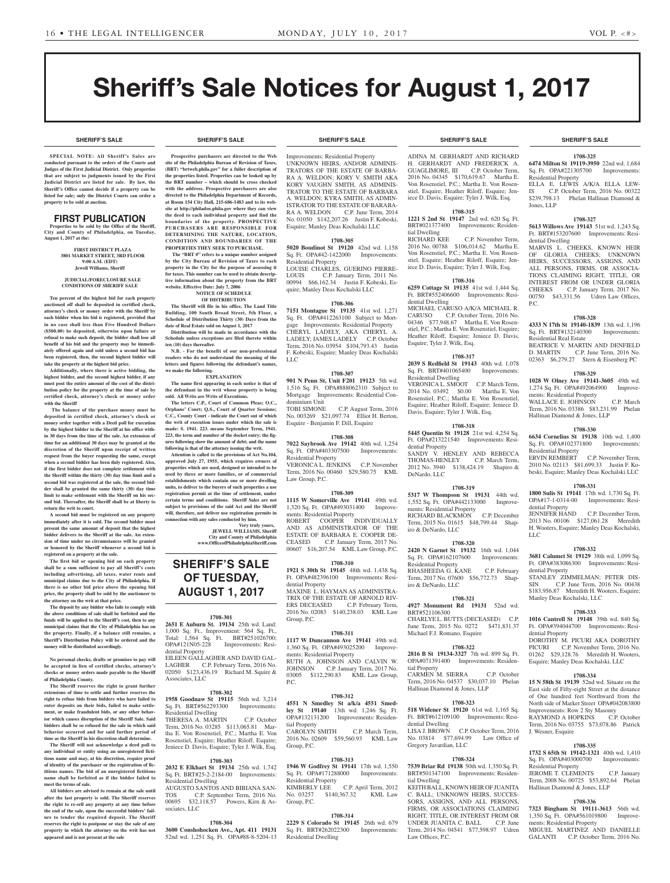# Sheriff's Sale Notices for August 1, 2017

### SHERIFF'S SALE

**SPECIAL NOTE: All Sheriff's Sales are conducted pursuant to the orders of the Courts and Judges of the First Judicial District. Only properties that are subject to judgments issued by the First Judicial District are listed for sale. By law, the Sheriff's Office cannot decide if a property can be listed for sale; only the District Courts can order a property to be sold at auction.**

## FIRST PUBLICATION

**Properties to be sold by the Office of the Sheriff, City and County of Philadelphia, on Tuesday, August 1, 2017 at the:**

**FIRST DISTRICT PLAZA**
**3801 MARKET STREET, 3RD FLOOR**
**9:00 A.M. (EDT)**
**Jewell Williams, Sheriff**

**JUDICIAL/FORECLOSURE SALE CONDITIONS OF SHERIFF SALE**

**Ten percent of the highest bid for each property auctioned off shall be deposited in certified check, attorney's check or money order with the Sheriff by each bidder when his bid is registered, provided that in no case shall less than Five Hundred Dollars ($500.00) be deposited, otherwise upon failure or refusal to make such deposit, the bidder shall lose all benefit of his bid and the property may be immediately offered again and sold unless a second bid has been registered, then, the second highest bidder will take the property at the highest bid price.**

**Additionally, where there is active bidding, the highest bidder, and the second highest bidder, if any must post the entire amount of the cost of the distribution policy for the property at the time of sale by certified check, attorney's check or money order with the Sheriff**

**The balance of the purchase money must be deposited in certified check, attorney's check or money order together with a Deed poll for execution by the highest bidder to the Sheriff at his office within 30 days from the time of the sale. An extension of time for an additional 30 days may be granted at the discretion of the Sheriff upon receipt of written request from the buyer requesting the same, except when a second bidder has been duly registered. Also, if the first bidder does not complete settlement with the Sheriff within the thirty (30) day time limit and a second bid was registered at the sale, the second bidder shall be granted the same thirty (30) day time limit to make settlement with the Sheriff on his second bid. Thereafter, the Sheriff shall be at liberty to return the writ to court.**

**A second bid must be registered on any property immediately after it is sold. The second bidder must present the same amount of deposit that the highest bidder delivers to the Sheriff at the sale. An extension of time under no circumstances will be granted or honored by the Sheriff whenever a second bid is registered on a property at the sale.**

**The first bid or opening bid on each property shall be a sum sufficient to pay all Sheriff's costs including advertising, all taxes, water rents and municipal claims due to the City of Philadelphia. If there is no other bid price above the opening bid price, the property shall be sold by the auctioneer to the attorney on the writ at that price.**

**The deposit by any bidder who fails to comply with the above conditions of sale shall be forfeited and the funds will be applied to the Sheriff's cost, then to any municipal claims that the City of Philadelphia has on the property. Finally, if a balance still remains, a Sheriff's Distribution Policy will be ordered and the money will be distributed accordingly.**

**No personal checks, drafts or promises to pay will be accepted in lieu of certified checks, attorney's checks or money orders made payable to the Sheriff of Philadelphia County.**

**The Sheriff reserves the right to grant further extensions of time to settle and further reserves the right to refuse bids from bidders who have failed to enter deposits on their bids, failed to make settlement, or make fraudulent bids, or any other behavior which causes disruption of the Sheriff Sale. Said bidders shall be so refused for the sale in which said behavior occurred and for said further period of time as the Sheriff in his discretion shall determine.**

**The Sheriff will not acknowledge a deed poll to any individual or entity using an unregistered fictitious name and may, at his discretion, require proof of identity of the purchaser or the registration of fictitious names. The bid of an unregistered fictitious name shall be forfeited as if the bidder failed to meet the terms of sale.**

**All bidders are advised to remain at the sale until after the last property is sold. The Sheriff reserves the right to re-sell any property at any time before the end of the sale, upon the successful bidders' failure to tender the required deposit. The Sheriff reserves the right to postpone or stay the sale of any property in which the attorney on the writ has not appeared and is not present at the sale**

**Prospective purchasers are directed to the Web site of the Philadelphia Bureau of Revision of Taxes, (BRT) "brtweb.phila.gov" for a fuller description of the properties listed. Properties can be looked up by the BRT number – which should be cross checked with the address. Prospective purchasers are also directed to the Philadelphia Department of Records, at Room 154 City Hall, 215-686-1483 and to its website at http://philadox.phila.gov where they can view the deed to each individual property and find the boundaries of the property. PROSPECTIVE PURCHASERS ARE RESPONSIBLE FOR DETERMINING THE NATURE, LOCATION, CONDITION AND BOUNDARIES OF THE PROPERTIES THEY SEEK TO PURCHASE.**

**The "BRT #" refers to a unique number assigned by the City Bureau of Revision of Taxes to each property in the City for the purpose of assessing it for taxes. This number can be used to obtain descriptive information about the property from the BRT website. Effective Date: July 7, 2006**

**NOTICE OF SCHEDULE OF DISTRIBUTION**

**The Sheriff will file in his office, The Land Title Building, 100 South Broad Street, 5th Floor, a Schedule of Distribution Thirty (30) Days from the date of Real Estate sold on August 1, 2017**

**Distribution will be made in accordance with the Schedule unless exceptions are filed thereto within ten (10) days thereafter.**

**N.B. - For the benefit of our non-professional readers who do not understand the meaning of the letters and figures following the defendant's names, we make the following.**

**EXPLANATION**

**The name first appearing in each notice is that of the defendant in the writ whose property is being sold. All Writs are Writs of Executions.**

**The letters C.P., Court of Common Pleas; O.C., Orphans' Court; Q.S., Court of Quarter Sessions; C.C., County Court - indicate the Court out of which the writ of execution issues under which the sale is made: S. 1941. 223. means September Term, 1941. 223, the term and number of the docket entry; the figures following show the amount of debt; and the name following is that of the attorney issuing the writ.**

**Attention is called to the provisions of Act No.104, approved July 27, 1955, which requires owners of properties which are used, designed or intended to be used by three or more families, or of commercial establishments which contain one or more dwelling units, to deliver to the buyers of such properties a use registration permit at the time of settlement, under certain terms and conditions. Sheriff Sales are not subject to provisions of the said Act and the Sheriff will, therefore, not deliver use registration permits in connection with any sales conducted by him.**

**Very truly yours,**
**JEWELL WILLIAMS, Sheriff**
**City and County of Philadelphia**
**www.OfficeofPhiladelphiaSheriff.com**

## SHERIFF'S SALE OF TUESDAY, AUGUST 1, 2017

**1708-301**
**2651 E Auburn St. 19134** 25th wd. Land: 1,000 Sq. Ft., Improvement: 564 Sq. Ft., Total: 1,564 Sq. Ft. BRT#251026700; OPA#121N05-228 Improvements: Residential Property
EILEEN GALLAGHER AND DAVID GALLAGHER C.P. February Term, 2016 No. 02050 $123,436.19 Richard M. Squire & Associates, LLC

**1708-302**
**1958 Goodnaw St 19115** 56th wd. 3,214 Sq. Ft. BRT#562293300 Improvements: Residential Dwelling
THERESA A. MARTIN C.P. October Term, 2016 No. 03285 $113,065.81 Martha E. Von Rosenstiel, P.C.; Martha E. Von Rosenstiel, Esquire; Heather Riloff, Esquire; Jeniece D. Davis, Esquire; Tyler J. Wilk, Esq.

**1708-303**
**2032 E Elkhart St 19134** 25th wd. 1,742 Sq. Ft. BRT#25-2-2184-00 Improvements: Residential Dwelling
AUGUSTO SANTOS AND BIBIANA SANTOS C.P. September Term, 2016 No. 00695 $32,118.57 Powers, Kirn & Associates, LLC

**1708-304**
**3600 Conshohocken Ave., Apt. 411 19131** 52nd wd. 1,251 Sq. Ft. OPA#88-8-5204-13 Improvements: Residential Property
UNKNOWN HEIRS, AND/OR ADMINISTRATORS OF THE ESTATE OF BARBARA A. WELDON; KORY V. SMITH AKA KORY VAUGHN SMITH, AS ADMINISTRATOR TO THE ESTATE OF BARBARA A. WELDON; KYRA SMITH, AS ADMINISTRATOR TO THE ESTATE OF BARBARA A. WELDON C.P. June Term, 2014 No. 01050 $142,207.26 Justin F. Kobeski, Esquire; Manley Deas Kochalski LLC

**1708-305**
**5020 Boudinot St 19120** 42nd wd. 1,158 Sq. Ft. OPA#42-1422000 Improvements: Residential Property
LOUISE CHARLES, GUERINO PIERRE-LOUIS C.P. January Term, 2011 No. 00994 $66,162.34 Justin F. Kobeski, Esquire; Manley Deas Kochalski LLC

**1708-306**
**7151 Montague St 19135** 41st wd. 1,271 Sq. Ft. OPA#412263100 Subject to Mortgage Improvements: Residential Property
CHERYL LADELY, AKA CHERYL A. LADELY; JAMES LADELY C.P. October Term, 2016 No. 03954 $104,793.43 Justin F. Kobeski, Esquire; Manley Deas Kochalski LLC

**1708-307**
**901 N Penn St, Unit F201 19123** 5th wd. 1,516 Sq. Ft. OPA#888062310 Subject to Mortgage Improvements: Residential Condominium Unit
TOBI SIMONE C.P. August Term, 2016 No. 003269 $21,097.74 Elliot H. Berton, Esquire - Benjamin F. Dill, Esquire

**1708-308**
**7022 Saybrook Ave 19142** 40th wd. 1,254 Sq. Ft. OPA#403307500 Improvements: Residential Property
VERONICA L. JENKINS C.P. November Term, 2016 No. 00460 $29,580.75 KML Law Group, P.C.

**1708-309**
**1115 W Somerville Ave 19141** 49th wd. 1,320 Sq. Ft. OPA#493031400 Improvements: Residential Property
ROBERT COOPER INDIVIDUALLY AND AS ADMINISTRATOR OF THE ESTATE OF BARBARA E. COOPER DECEASED C.P. January Term, 2017 No. 00607 $16,207.54 KML Law Group, P.C.

**1708-310**
**1921 S 30th St 19145** 48th wd. 1,438 Sq. Ft. OPA#482396100 Improvements: Residential Property
MAXINE L. HAYMAN AS ADMINISTRATRIX OF THE ESTATE OF ARNOLD RIVERS DECEASED C.P. February Term, 2016 No. 02083 $140,238.03 KML Law Group, P.C.

**1708-311**
**1117 W Duncannon Ave 19141** 49th wd. 1,360 Sq. Ft. OPA#493025200 Improvements: Residential Property
RUTH A. JOHNSON AND CALVIN W. JOHNSON C.P. January Term, 2017 No. 03005 $112,290.83 KML Law Group, P.C.

**1708-312**
**4551 N Smedley St a/k/a 4551 Smedley St 19140** 13th wd. 1,246 Sq. Ft. OPA#132131200 Improvements: Residential Property
CAROLYN SMITH C.P. March Term, 2016 No. 02609 $59,560.93 KML Law Group, P.C.

**1708-313**
**1946 W Godfrey St 19141** 17th wd. 1,550 Sq. Ft. OPA#171288000 Improvements: Residential Property
KIMBERLY LEE C.P. April Term, 2012 No. 03257 $140,367.32 KML Law Group, P.C.

**1708-314**
**2229 S Colorado St 19145** 26th wd. 679 Sq. Ft. BRT#262022300 Improvements: Residential Dwelling
ADINA M. GERHARDT AND RICHARD H. GERHARDT AND FREDERICK A. GUAGLIMORE, III C.P. October Term, 2016 No. 04345 $170,619.67 Martha E. Von Rosenstiel, P.C.; Martha E. Von Rosenstiel, Esquire; Heather Riloff, Esquire; Jeniece D. Davis, Esquire; Tyler J. Wilk, Esq.

**1708-315**
**1221 S 2nd St 19147** 2nd wd. 620 Sq. Ft. BRT#021377400 Improvements: Residential Dwelling
RICHARD KEE C.P. November Term, 2016 No. 00788 $106,014.62 Martha E. Von Rosenstiel, P.C.; Martha E. Von Rosenstiel, Esquire; Heather Riloff, Esquire; Jeniece D. Davis, Esquire; Tyler J. Wilk, Esq.

**1708-316**
**6259 Cottage St 19135** 41st wd. 1,444 Sq. Ft. BRT#552406600 Improvements: Residential Dwelling
MICHAEL CARUSO A/K/A MICHAEL R. CARUSO C.P. October Term, 2016 No. 04346 $77,948.67 Martha E. Von Rosenstiel, P.C.; Martha E. Von Rosenstiel, Esquire; Heather Riloff, Esquire; Jeniece D. Davis, Esquire; Tyler J. Wilk, Esq.

**1708-317**
**2039 S Redfield St 19143** 40th wd. 1,078 Sq. Ft. BRT#401065400 Improvements: Residential Dwelling
VERONICA L. SMOOT C.P. March Term, 2014 No. 03492 $0.00 Martha E. Von Rosenstiel, P.C.; Martha E. Von Rosenstiel, Esquire; Heather Riloff, Esquire; Jeniece D. Davis, Esquire; Tyler J. Wilk, Esq.

**1708-318**
**5445 Quentin St 19128** 21st wd. 4,254 Sq. Ft. OPA#213221540 Improvements: Residential Property
SANDY V. HENLEY AND REBECCA THOMAS-HENLEY C.P. March Term, 2012 No. 3940 $138,424.19 Shapiro & DeNardo, LLC

**1708-319**
**5317 W Thompson St 19131** 44th wd. 1,552 Sq. Ft. OPA#442133000 Improvements: Residential Property
RICHARD BLACKMON C.P. December Term, 2015 No. 01615 $48,799.44 Shapiro & DeNardo, LLC

**1708-320**
**2420 N Garnet St 19132** 16th wd. 1,044 Sq. Ft. OPA#162107600 Improvements: Residential Property
RHASHEEDA G. KANE C.P. February Term, 2017 No. 07600 $56,772.73 Shapiro & DeNardo, LLC

**1708-321**
**4927 Monument Rd 19131** 52nd wd. BRT#521106300
CHARLYE L. BUTTS (DECEASED) C.P. June Term, 2015 No. 0272 $471,831.37 Michael F.J. Romano, Esquire

**1708-322**
**2816 B St 19134-3327** 7th wd. 899 Sq. Ft. OPA#071391400 Improvements: Residential Property
CARMEN M. SIERRA C.P. October Term, 2016 No. 04537 $30,037.10 Phelan Hallinan Diamond & Jones, LLP

**1708-323**
**518 Widener St 19120** 61st wd. 1,165 Sq. Ft. BRT#612109100 Improvements: Residential Dwelling
LISA J. BROWN C.P. October Term, 2016 No. 03814 $77,694.99 Law Office of Gregory Javardian, LLC

**1708-324**
**7539 Briar Rd 19138** 50th wd. 1,350 Sq. Ft. BRT#501347100 Improvements: Residential Dwelling
KEITH BALL, KNOWN HEIR OF JUANITA C. BALL; UNKNOWN HEIRS, SUCCESSORS, ASSIGNS, AND ALL PERSONS, FIRMS, OR ASSOCIATIONS CLAIMING RIGHT, TITLE, OR INTEREST FROM OR UNDER JUANITA C. BALL C.P. June Term, 2014 No. 04541 $77,598.97 Udren Law Offices, P.C.

**1708-325**
**6474 Milton St 19119-3950** 22nd wd. 1,684 Sq. Ft. OPA#221305700 Improvements: Residential Property
ELLA E. LEWIS A/K/A ELLA LEWIS C.P. October Term, 2016 No. 00322 $239,798.13 Phelan Hallinan Diamond & Jones, LLP

**1708-327**
**5613 Willows Ave 19143** 51st wd. 1,243 Sq. Ft. BRT#153207600 Improvements: Residential Dwelling
MARVIS L. CHEEKS, KNOWN HEIR OF GLORIA CHEEKS; UNKNOWN HEIRS, SUCCESSORS, ASSIGNS, AND ALL PERSONS, FIRMS, OR ASSOCIATIONS CLAIMING RIGHT, TITLE, OR INTEREST FROM OR UNDER GLORIA CHEEKS C.P. January Term, 2017 No. 00750 $43,331.56 Udren Law Offices, P.C.

**1708-328**
**4333 N 17th St 19140-1839** 13th wd. 1,196 Sq. Ft. BRT#132140300 Improvements: Residential Real Estate
BEATRICE V. MARTIN AND DENFIELD D. MARTIN C.P. June Term, 2016 No. 02363 $6,279.27 Stern & Eisenberg PC

**1708-329**
**1028 W Olney Ave 19141-3605** 49th wd. 1,274 Sq. Ft. OPA#492064900 Improvements: Residential Property
WALLACE E. JOHNSON C.P. March Term, 2016 No. 03386 $83,231.99 Phelan Hallinan Diamond & Jones, LLP

**1708-330**
**6634 Cornelius St 19138** 10th wd. 1,400 Sq. Ft. OPA#102371800 Improvements: Residential Property
ERVIN REMBERT C.P. November Term, 2010 No. 02113 $81,699.33 Justin F. Kobeski, Esquire; Manley Deas Kochalski LLC

**1708-331**
**1800 Sulis St 19141** 17th wd. 1,730 Sq. Ft. OPA#17-1-0314-00 Improvements: Residential Property
JENNIFER HAND C.P. December Term, 2013 No. 00106 $127,061.28 Meredith H. Wooters, Esquire; Manley Deas Kochalski, LLC

**1708-332**
**3681 Calumet St 19129** 38th wd. 1,099 Sq. Ft. OPA#383086300 Improvements: Residential Property
STANLEY ZIMMELMAN; PETER DISSIN C.P. June Term, 2016 No. 00438 $183,956.87 Meredith H. Wooters, Esquire; Manley Deas Kochalski, LLC

**1708-333**
**1016 Cantrell St 19148** 39th wd. 840 Sq. Ft. OPA#394044700 Improvements: Residential Property
DOROTHY M. PICURI AKA DOROTHY PICURI C.P. November Term, 2016 No. 01262 $29,128.76 Meredith H. Wooters, Esquire; Manley Deas Kochalski, LLC

**1708-334**
**15 N 58th St 19139** 52nd wd. Situate on the East side of Fifty-eight Street at the distance of One hundred feet Northward from the North side of Market Street OPA#042083800 Improvements: Row 2 Sty Masonry
RAYMOND A HOPKINS C.P. October Term, 2016 No. 03755 $73,078.86 Patrick J. Wesner, Esquire

**1708-335**
**1732 S 65th St 19142-1321** 40th wd. 1,410 Sq. Ft. OPA#403000700 Improvements: Residential Property
JEROME T. CLEMENTS C.P. January Term, 2008 No. 00725 $53,892.64 Phelan Hallinan Diamond & Jones, LLP

**1708-336**
**7323 Bingham St 19111-3613** 56th wd. 1,350 Sq. Ft. OPA#561019800 Improvements: Residential Property
MIGUEL MARTINEZ AND DANIELLE GALANTI C.P. October Term, 2016 No.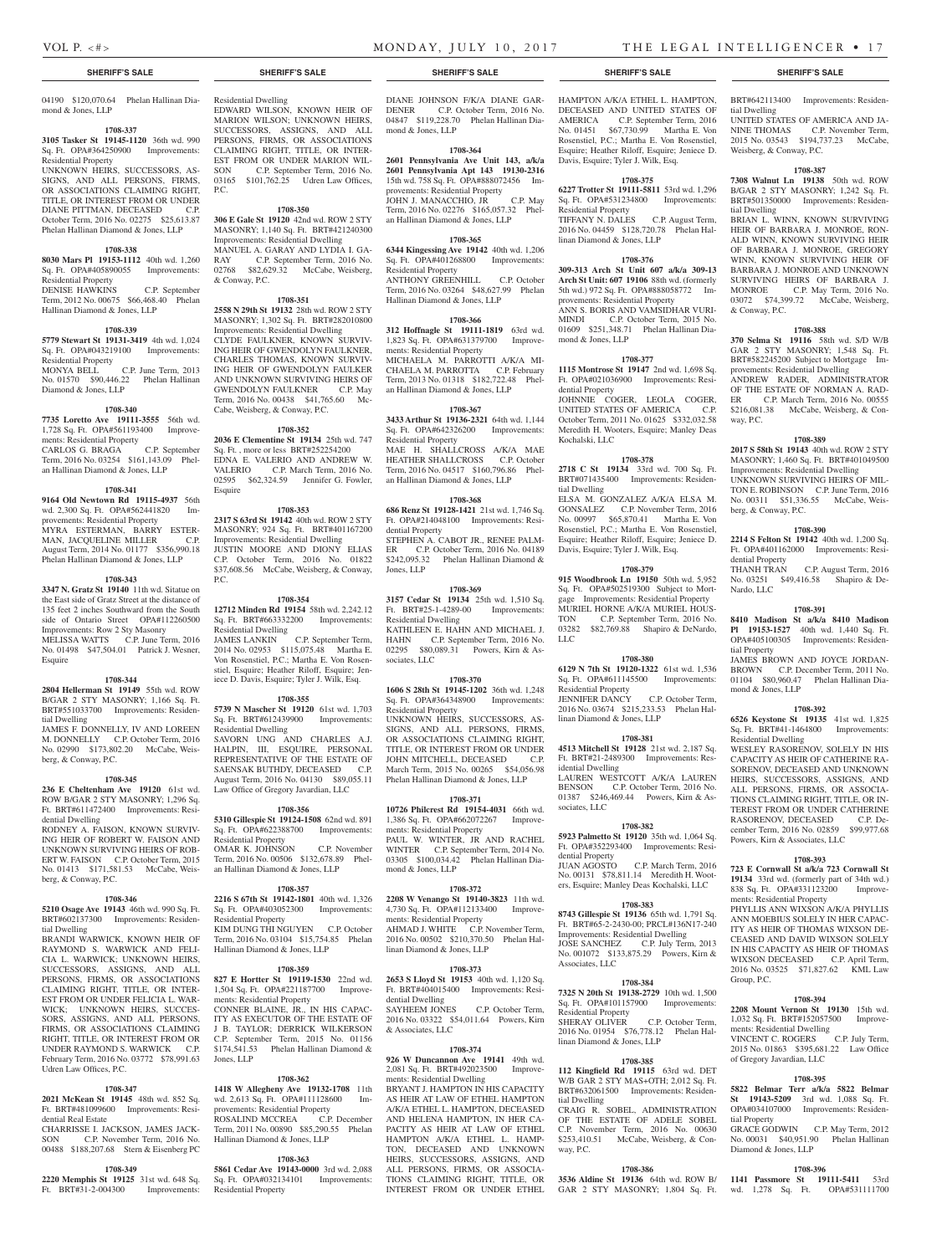04190 $120,070.64 Phelan Hallinan Diamond & Jones, LLP

**1708-337**

**3105 Tasker St 19145-1120** 36th wd. 990 Sq. Ft. OPA#364250900 Improvements: Residential Property

UNKNOWN HEIRS, SUCCESSORS, ASSIGNS, AND ALL PERSONS, FIRMS, OR ASSOCIATIONS CLAIMING RIGHT, TITLE, OR INTEREST FROM OR UNDER DIANE PITTMAN, DECEASED C.P. October Term, 2016 No. 02275 $25,613.87 Phelan Hallinan Diamond & Jones, LLP

**1708-338**

**8030 Mars Pl 19153-1112** 40th wd. 1,260 Sq. Ft. OPA#405890055 Improvements: Residential Property

DENISE HAWKINS C.P. September Term, 2012 No. 00675 $66,468.40 Phelan Hallinan Diamond & Jones, LLP

**1708-339**

**5779 Stewart St 19131-3419** 4th wd. 1,024 Sq. Ft. OPA#043219100 Improvements: Residential Property

MONYA BELL C.P. June Term, 2013 No. 01570 $90,446.22 Phelan Hallinan Diamond & Jones, LLP

**1708-340**

**7735 Loretto Ave 19111-3555** 56th wd. 1,728 Sq. Ft. OPA#561193400 Improvements: Residential Property

CARLOS G. BRAGA C.P. September Term, 2016 No. 03254 $161,143.09 Phelan Hallinan Diamond & Jones, LLP

**1708-341**

**9164 Old Newtown Rd 19115-4937** 56th wd. 2,300 Sq. Ft. OPA#562441820 Improvements: Residential Property

MYRA ESTERMAN, BARRY ESTERMAN, JACQUELINE MILLER C.P. August Term, 2014 No. 01177 $356,990.18 Phelan Hallinan Diamond & Jones, LLP

**1708-343**

**3347 N. Gratz St 19140** 11th wd. Situate on the East side of Gratz Street at the distance of 135 feet 2 inches Southward from the South side of Ontario Street OPA#112260500 Improvements: Row 2 Sty Masonry

MELISSA WATTS C.P. June Term, 2016 No. 01498 $47,504.01 Patrick J. Wesner, Esquire

**1708-344**

**2804 Hellerman St 19149** 55th wd. ROW B/GAR 2 STY MASONRY; 1,166 Sq. Ft. BRT#551033700 Improvements: Residential Dwelling

JAMES F. DONNELLY, IV AND LOREEN M. DONNELLY C.P. October Term, 2016 No. 02990 $173,802.20 McCabe, Weisberg, & Conway, P.C.

**1708-345**

**236 E Cheltenham Ave 19120** 61st wd. ROW B/GAR 2 STY MASONRY; 1,296 Sq. Ft. BRT#611472400 Improvements: Residential Dwelling

RODNEY A. FAISON, KNOWN SURVIVING HEIR OF ROBERT W. FAISON AND UNKNOWN SURVIVING HEIRS OF ROBERT W. FAISON C.P. October Term, 2015 No. 01413 $171,581.53 McCabe, Weisberg, & Conway, P.C.

**1708-346**

**5210 Osage Ave 19143** 46th wd. 990 Sq. Ft. BRT#602137300 Improvements: Residential Dwelling

BRANDI WARWICK, KNOWN HEIR OF RAYMOND S. WARWICK AND FELICIA L. WARWICK; UNKNOWN HEIRS, SUCCESSORS, ASSIGNS, AND ALL PERSONS, FIRMS, OR ASSOCIATIONS CLAIMING RIGHT, TITLE, OR INTEREST FROM OR UNDER FELICIA L. WARWICK; UNKNOWN HEIRS, SUCCESSORS, ASSIGNS, AND ALL PERSONS, FIRMS, OR ASSOCIATIONS CLAIMING RIGHT, TITLE, OR INTEREST FROM OR UNDER RAYMOND S. WARWICK C.P. February Term, 2016 No. 03772 $78,991.63 Udren Law Offices, P.C.

**1708-347**

**2021 McKean St 19145** 48th wd. 852 Sq. Ft. BRT#481099600 Improvements: Residential Real Estate

CHARRISSE I. JACKSON, JAMES JACKSON C.P. November Term, 2016 No. 00488 $188,207.68 Stern & Eisenberg PC

**1708-349**

**2220 Memphis St 19125** 31st wd. 648 Sq. Ft. BRT#31-2-004300 Improvements: Residential Dwelling

EDWARD WILSON, KNOWN HEIR OF MARION WILSON; UNKNOWN HEIRS, SUCCESSORS, ASSIGNS, AND ALL PERSONS, FIRMS, OR ASSOCIATIONS CLAIMING RIGHT, TITLE, OR INTEREST FROM OR UNDER MARION WILSON C.P. September Term, 2016 No. 03165 $101,762.25 Udren Law Offices, P.C.

**1708-350**

**306 E Gale St 19120** 42nd wd. ROW 2 STY MASONRY; 1,140 Sq. Ft. BRT#421240300 Improvements: Residential Dwelling

MANUEL A. GARAY AND LYDIA I. GARAY C.P. September Term, 2016 No. 02768 $82,629.32 McCabe, Weisberg, & Conway, P.C.

**1708-351**

**2558 N 29th St 19132** 28th wd. ROW 2 STY MASONRY; 1,302 Sq. Ft. BRT#282010800 Improvements: Residential Dwelling

CLYDE FAULKNER, KNOWN SURVIVING HEIR OF GWENDOLYN FAULKNER, CHARLES THOMAS, KNOWN SURVIVING HEIR OF GWENDOLYN FAULKNER AND UNKNOWN SURVIVING HEIRS OF GWENDOLYN FAULKNER C.P. May Term, 2016 No. 00438 $41,765.60 McCabe, Weisberg, & Conway, P.C.

**1708-352**

**2036 E Clementine St 19134** 25th wd. 747 Sq. Ft. , more or less BRT#252254200

EDNA E. VALERIO AND ANDREW W. VALERIO C.P. March Term, 2016 No. 02595 $62,324.59 Jennifer G. Fowler, Esquire

**1708-353**

**2317 S 63rd St 19142** 40th wd. ROW 2 STY MASONRY; 924 Sq. Ft. BRT#401167200 Improvements: Residential Dwelling

JUSTIN MOORE AND DIONY ELIAS C.P. October Term, 2016 No. 01822 $37,608.56 McCabe, Weisberg, & Conway, P.C.

**1708-354**

**12712 Minden Rd 19154** 58th wd. 2,242.12 Sq. Ft. BRT#663332200 Improvements: Residential Dwelling

JAMES LANKIN C.P. September Term, 2014 No. 02953 $115,075.48 Martha E. Von Rosenstiel, P.C.; Martha E. Von Rosenstiel, Esquire; Heather Riloff, Esquire; Jeniece D. Davis, Esquire; Tyler J. Wilk, Esq.

**1708-355**

**5739 N Mascher St 19120** 61st wd. 1,703 Sq. Ft. BRT#612439900 Improvements: Residential Dwelling

SAVORN UNG AND CHARLES A.J. HALPIN, III, ESQUIRE, PERSONAL REPRESENTATIVE OF THE ESTATE OF SAENSAK BUTHDY, DECEASED C.P. August Term, 2016 No. 04130 $89,055.11 Law Office of Gregory Javardian, LLC

**1708-356**

**5310 Gillespie St 19124-1508** 62nd wd. 891 Sq. Ft. OPA#622388700 Improvements: Residential Property

OMAR K. JOHNSON C.P. November Term, 2016 No. 00506 $132,678.89 Phelan Hallinan Diamond & Jones, LLP

**1708-357**

**2216 S 67th St 19142-1801** 40th wd. 1,326 Sq. Ft. OPA#403052300 Improvements: Residential Property

KIM DUNG THI NGUYEN C.P. October Term, 2016 No. 03104 $15,754.85 Phelan Hallinan Diamond & Jones, LLP

**1708-359**

**827 E Hortter St 19119-1530** 22nd wd. 1,504 Sq. Ft. OPA#221187700 Improvements: Residential Property

CONNER BLAINE, JR., IN HIS CAPACITY AS EXECUTOR OF THE ESTATE OF J. B. TAYLOR; DERRICK WILKERSON C.P. September Term, 2015 No. 01156 $174,541.53 Phelan Hallinan Diamond & Jones, LLP

**1708-362**

**1418 W Allegheny Ave 19132-1708** 11th wd. 2,613 Sq. Ft. OPA#111128600 Improvements: Residential Property

ROSALIND MCCREA C.P. December Term, 2011 No. 00890 $85,290.55 Phelan Hallinan Diamond & Jones, LLP

**1708-363**

**5861 Cedar Ave 19143-0000** 3rd wd. 2,088 Sq. Ft. OPA#032134101 Improvements: Residential Property

DIANE JOHNSON F/K/A DIANE GARDENER C.P. October Term, 2016 No. 04847 $119,228.70 Phelan Hallinan Diamond & Jones, LLP

**1708-364**

**2601 Pennsylvania Ave Unit 143, a/k/a 2601 Pennsylvania Apt 143 19130-2316** 15th wd. 758 Sq. Ft. OPA#888072456 Improvements: Residential Property

JOHN J. MANACCHIO, JR C.P. May Term, 2016 No. 02276 $165,057.32 Phelan Hallinan Diamond & Jones, LLP

**1708-365**

**6344 Kingessing Ave 19142** 40th wd. 1,206 Sq. Ft. OPA#401268800 Improvements: Residential Property

ANTHONY GREENHILL C.P. October Term, 2016 No. 03264 $48,627.99 Phelan Hallinan Diamond & Jones, LLP

**1708-366**

**312 Hoffnagle St 19111-1819** 63rd wd. 1,823 Sq. Ft. OPA#631379700 Improvements: Residential Property

MICHAELA M. PARROTTI A/K/A MICHAELA M. PARROTTA C.P. February Term, 2013 No. 01318 $182,722.48 Phelan Hallinan Diamond & Jones, LLP

**1708-367**

**3433 Arthur St 19136-2321** 64th wd. 1,144 Sq. Ft. OPA#642326200 Improvements: Residential Property

MAE H. SHALLCROSS A/K/A MAE HEATHER SHALLCROSS C.P. October Term, 2016 No. 04517 $160,796.86 Phelan Hallinan Diamond & Jones, LLP

**1708-368**

**686 Renz St 19128-1421** 21st wd. 1,746 Sq. Ft. OPA#214048100 Improvements: Residential Property

STEPHEN A. CABOT JR., RENEE PALMER C.P. October Term, 2016 No. 04189 $242,095.32 Phelan Hallinan Diamond & Jones, LLP

**1708-369**

**3157 Cedar St 19134** 25th wd. 1,510 Sq. Ft. BRT#25-1-4289-00 Improvements: Residential Dwelling

KATHLEEN E. HAHN AND MICHAEL J. HAHN C.P. September Term, 2016 No. 02295 $80,089.31 Powers, Kirn & Associates, LLC

**1708-370**

**1606 S 28th St 19145-1202** 36th wd. 1,248 Sq. Ft. OPA#364348900 Improvements: Residential Property

UNKNOWN HEIRS, SUCCESSORS, ASSIGNS, AND ALL PERSONS, FIRMS, OR ASSOCIATIONS CLAIMING RIGHT, TITLE, OR INTEREST FROM OR UNDER JOHN MITCHELL, DECEASED C.P. March Term, 2015 No. 00265 $54,056.98 Phelan Hallinan Diamond & Jones, LLP

**1708-371**

**10726 Philcrest Rd 19154-4031** 66th wd. 1,386 Sq. Ft. OPA#662072267 Improvements: Residential Property

PAUL W. WINTER, JR AND RACHEL WINTER C.P. September Term, 2014 No. 03305 $100,034.42 Phelan Hallinan Diamond & Jones, LLP

**1708-372**

**2208 W Venango St 19140-3823** 11th wd. 4,730 Sq. Ft. OPA#112133400 Improvements: Residential Property

AHMAD J. WHITE C.P. November Term, 2016 No. 00502 $210,370.50 Phelan Hallinan Diamond & Jones, LLP

**1708-373**

**2653 S Lloyd St 19153** 40th wd. 1,120 Sq. Ft. BRT#404015400 Improvements: Residential Dwelling

SAYHEEM JONES C.P. October Term, 2016 No. 03322 $54,011.64 Powers, Kirn & Associates, LLC

**1708-374**

**926 W Duncannon Ave 19141** 49th wd. 2,081 Sq. Ft. BRT#492023500 Improvements: Residential Dwelling

BRYANT J. HAMPTON IN HIS CAPACITY AS HEIR AT LAW OF ETHEL HAMPTON A/K/A ETHEL L. HAMPTON, DECEASED AND HELENA HAMPTON, IN HER CAPACITY AS HEIR AT LAW OF ETHEL HAMPTON A/K/A ETHEL L. HAMPTON, DECEASED AND UNKNOWN HEIRS, SUCCESSORS, ASSIGNS, AND ALL PERSONS, FIRMS, OR ASSOCIATIONS CLAIMING RIGHT, TITLE, OR INTEREST FROM OR UNDER ETHEL HAMPTON A/K/A ETHEL L. HAMPTON, DECEASED AND UNITED STATES OF AMERICA C.P. September Term, 2016 No. 01451 $67,730.99 Martha E. Von Rosenstiel, P.C.; Martha E. Von Rosenstiel, Esquire; Heather Riloff, Esquire; Jeniece D. Davis, Esquire; Tyler J. Wilk, Esq.

**1708-375**

**6227 Trotter St 19111-5811** 53rd wd. 1,296 Sq. Ft. OPA#531234800 Improvements: Residential Property

TIFFANY N. DALES C.P. August Term, 2016 No. 04459 $128,720.78 Phelan Hallinan Diamond & Jones, LLP

**1708-376**

**309-313 Arch St Unit 607 a/k/a 309-13 Arch St Unit: 607 19106** 88th wd. (formerly 5th wd.) 972 Sq. Ft. OPA#888058772 Improvements: Residential Property

ANN S. BORIS AND VAMSIDHAR VURIMINDI C.P. October Term, 2015 No. 01609 $251,348.71 Phelan Hallinan Diamond & Jones, LLP

**1708-377**

**1115 Montrose St 19147** 2nd wd. 1,698 Sq. Ft. OPA#021036900 Improvements: Residential Property

JOHNNIE COGER, LEOLA COGER, UNITED STATES OF AMERICA C.P. October Term, 2011 No. 01625 $332,032.58 Meredith H. Wooters, Esquire; Manley Deas Kochalski, LLC

**1708-378**

**2718 C St 19134** 33rd wd. 700 Sq. Ft. BRT#071435400 Improvements: Residential Dwelling

ELSA M. GONZALEZ A/K/A ELSA M. GONSALEZ C.P. November Term, 2016 No. 00997 $65,870.41 Martha E. Von Rosenstiel, P.C.; Martha E. Von Rosenstiel, Esquire; Heather Riloff, Esquire; Jeniece D. Davis, Esquire; Tyler J. Wilk, Esq.

**1708-379**

**915 Woodbrook Ln 19150** 50th wd. 5,952 Sq. Ft. OPA#502519300 Subject to Mortgage Improvements: Residential Property

MURIEL HORNE A/K/A MURIEL HOUSTON C.P. September Term, 2016 No. 03282 $82,769.88 Shapiro & DeNardo, LLC

**1708-380**

**6129 N 7th St 19120-1322** 61st wd. 1,536 Sq. Ft. OPA#611145500 Improvements: Residential Property

JENNIFER DANCY C.P. October Term, 2016 No. 03674 $215,233.53 Phelan Hallinan Diamond & Jones, LLP

**1708-381**

**4513 Mitchell St 19128** 21st wd. 2,187 Sq. Ft. BRT#21-2489300 Improvements: Residential Dwelling

LAUREN WESTCOTT A/K/A LAUREN BENSON C.P. October Term, 2016 No. 01387 $246,469.44 Powers, Kirn & Associates, LLC

**1708-382**

**5923 Palmetto St 19120** 35th wd. 1,064 Sq. Ft. OPA#352293400 Improvements: Residential Property

JUAN AGOSTO C.P. March Term, 2016 No. 00131 $78,811.14 Meredith H. Wooters, Esquire; Manley Deas Kochalski, LLC

**1708-383**

**8743 Gillespie St 19136** 65th wd. 1,791 Sq. Ft. BRT#65-2-2430-00; PRCL#136N17-240 Improvements: Residential Dwelling

JOSE SANCHEZ C.P. July Term, 2013 No. 001072 $133,875.29 Powers, Kirn & Associates, LLC

**1708-384**

**7325 N 20th St 19138-2729** 10th wd. 1,500 Sq. Ft. OPA#101157900 Improvements: Residential Property

SHERAY OLIVER C.P. October Term, 2016 No. 01954 $76,778.12 Phelan Hallinan Diamond & Jones, LLP

**1708-385**

**112 Kingfield Rd 19115** 63rd wd. DET W/B GAR 2 STY MAS+OTH; 2,012 Sq. Ft. BRT#632061500 Improvements: Residential Dwelling

CRAIG R. SOBEL, ADMINISTRATION OF THE ESTATE OF ADELE SOBEL C.P. November Term, 2016 No. 00630 $253,410.51 McCabe, Weisberg, & Conway, P.C.

**1708-386**

**3536 Aldine St 19136** 64th wd. ROW B/GAR 2 STY MASONRY; 1,804 Sq. Ft. BRT#642113400 Improvements: Residential Dwelling

UNITED STATES OF AMERICA AND JANINE THOMAS C.P. November Term, 2015 No. 03543 $194,737.23 McCabe, Weisberg, & Conway, P.C.

**1708-387**

**7308 Walnut Ln 19138** 50th wd. ROW B/GAR 2 STY MASONRY; 1,242 Sq. Ft. BRT#501350000 Improvements: Residential Dwelling

BRIAN L. WINN, KNOWN SURVIVING HEIR OF BARBARA J. MONROE, RONALD WINN, KNOWN SURVIVING HEIR OF BARBARA J. MONROE, GREGORY WINN, KNOWN SURVIVING HEIR OF BARBARA J. MONROE AND UNKNOWN SURVIVING HEIRS OF BARBARA J. MONROE C.P. May Term, 2016 No. 03072 $74,399.72 McCabe, Weisberg, & Conway, P.C.

**1708-388**

**370 Selma St 19116** 58th wd. S/D W/B GAR 2 STY MASONRY; 1,548 Sq. Ft. BRT#582245200 Subject to Mortgage Improvements: Residential Dwelling

ANDREW RADER, ADMINISTRATOR OF THE ESTATE OF NORMAN A. RADER C.P. March Term, 2016 No. 00555 $216,081.38 McCabe, Weisberg, & Conway, P.C.

**1708-389**

**2017 S 58th St 19143** 40th wd. ROW 2 STY MASONRY; 1,460 Sq. Ft. BRT#401049500 Improvements: Residential Dwelling

UNKNOWN SURVIVING HEIRS OF MILTON E. ROBINSON C.P. June Term, 2016 No. 00311 $51,336.55 McCabe, Weisberg, & Conway, P.C.

**1708-390**

**2214 S Felton St 19142** 40th wd. 1,200 Sq. Ft. OPA#401162000 Improvements: Residential Property

THANH TRAN C.P. August Term, 2016 No. 03251 $49,416.58 Shapiro & DeNardo, LLC

**1708-391**

**8410 Madison St a/k/a 8410 Madison Pl 19153-1527** 40th wd. 1,440 Sq. Ft. OPA#405100305 Improvements: Residential Property

JAMES BROWN AND JOYCE JORDAN-BROWN C.P. December Term, 2011 No. 01104 $80,960.47 Phelan Hallinan Diamond & Jones, LLP

**1708-392**

**6526 Keystone St 19135** 41st wd. 1,825 Sq. Ft. BRT#41-1464800 Improvements: Residential Dwelling

WESLEY RASORENOV, SOLELY IN HIS CAPACITY AS HEIR OF CATHERINE RASORENOV, DECEASED AND UNKNOWN HEIRS, SUCCESSORS, ASSIGNS, AND ALL PERSONS, FIRMS, OR ASSOCIATIONS CLAIMING RIGHT, TITLE, OR INTEREST FROM OR UNDER CATHERINE RASORENOV, DECEASED C.P. December Term, 2016 No. 02859 $99,977.68 Powers, Kirn & Associates, LLC

**1708-393**

**723 E Cornwall St a/k/a 723 Cornwall St 19134** 33rd wd. (formerly part of 34th wd.) 838 Sq. Ft. OPA#331123200 Improvements: Residential Property

PHYLLIS ANN WIXSON A/K/A PHYLLIS ANN MOEBIUS SOLELY IN HER CAPACITY AS HEIR OF THOMAS WIXSON DECEASED AND DAVID WIXSON SOLELY IN HIS CAPACITY AS HEIR OF THOMAS WIXSON DECEASED C.P. April Term, 2016 No. 03525 $71,827.62 KML Law Group, P.C.

**1708-394**

**2208 Mount Vernon St 19130** 15th wd. 1,032 Sq. Ft. BRT#152057500 Improvements: Residential Dwelling

VINCENT C. ROGERS C.P. July Term, 2015 No. 01863 $395,681.22 Law Office of Gregory Javardian, LLC

**1708-395**

**5822 Belmar Terr a/k/a 5822 Belmar St 19143-5209** 3rd wd. 1,088 Sq. Ft. OPA#034107000 Improvements: Residential Property

GRACE GOODWIN C.P. May Term, 2012 No. 00031 $40,951.90 Phelan Hallinan Diamond & Jones, LLP

**1708-396**

**1141 Passmore St 19111-5411** 53rd wd. 1,278 Sq. Ft. OPA#531111700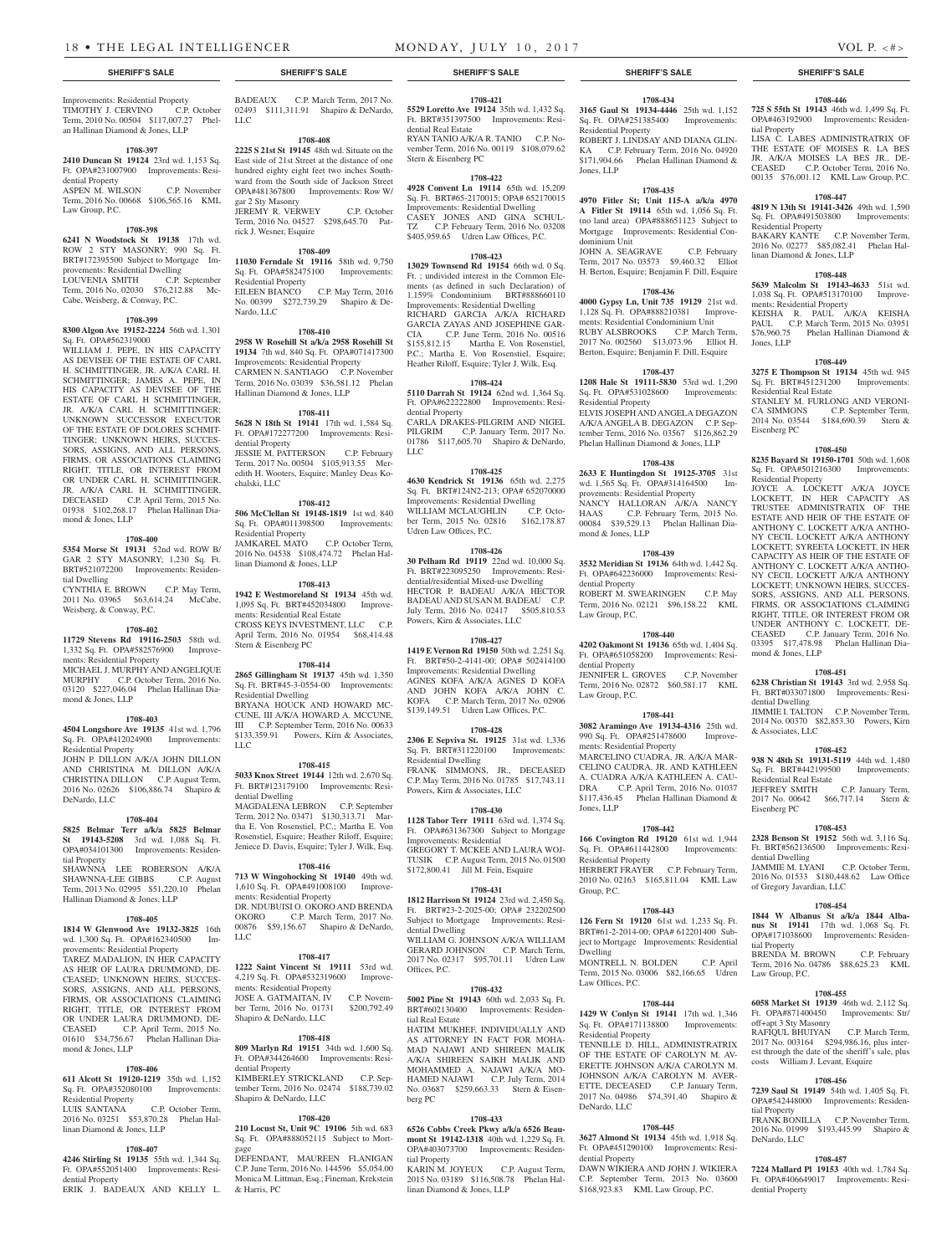**SHERIFF'S SALE**

Improvements: Residential Property
TIMOTHY J. CERVINO C.P. October Term, 2010 No. 00504 $117,007.27 Phelan Hallinan Diamond & Jones, LLP

**1708-397**

**2410 Duncan St 19124** 23rd wd. 1,153 Sq. Ft. OPA#231007900 Improvements: Residential Property
ASPEN M. WILSON C.P. November Term, 2016 No. 00668 $106,565.16 KML Law Group, P.C.

**1708-398**

**6241 N Woodstock St 19138** 17th wd. ROW 2 STY MASONRY; 990 Sq. Ft. BRT#172395500 Subject to Mortgage Improvements: Residential Dwelling
LOUVENIA SMITH C.P. September Term, 2016 No. 02030 $76,212.88 McCabe, Weisberg, & Conway, P.C.

**1708-399**

**8300 Algon Ave 19152-2224** 56th wd. 1,301 Sq. Ft. OPA#562319000
WILLIAM J. PEPE, IN HIS CAPACITY AS DEVISEE OF THE ESTATE OF CARL H. SCHMITTINGER, JR. A/K/A CARL H. SCHMITTINGER; JAMES A. PEPE, IN HIS CAPACITY AS DEVISEE OF THE ESTATE OF CARL H SCHMITTINGER, JR. A/K/A CARL H. SCHMITTINGER; UNKNOWN SUCCESSOR EXECUTOR OF THE ESTATE OF DOLORES SCHMITTINGER; UNKNOWN HEIRS, SUCCESSORS, ASSIGNS, AND ALL PERSONS, FIRMS, OR ASSOCIATIONS CLAIMING RIGHT, TITLE, OR INTEREST FROM OR UNDER CARL H. SCHMITTINGER, JR. A/K/A CARL H. SCHMITTINGER, DECEASED C.P. April Term, 2015 No. 01938 $102,268.17 Phelan Hallinan Diamond & Jones, LLP

**1708-400**

**5354 Morse St 19131** 52nd wd. ROW B/GAR 2 STY MASONRY; 1,230 Sq. Ft. BRT#521072200 Improvements: Residential Dwelling
CYNTHIA E. BROWN C.P. May Term, 2011 No. 03965 $63,614.24 McCabe, Weisberg, & Conway, P.C.

**1708-402**

**11729 Stevens Rd 19116-2503** 58th wd. 1,332 Sq. Ft. OPA#582576900 Improvements: Residential Property
MICHAEL J. MURPHY AND ANGELIQUE MURPHY C.P. October Term, 2016 No. 03120 $227,046.04 Phelan Hallinan Diamond & Jones, LLP

**1708-403**

**4504 Longshore Ave 19135** 41st wd. 1,796 Sq. Ft. OPA#412024900 Improvements: Residential Property
JOHN P. DILLON A/K/A JOHN DILLON AND CHRISTINA M. DILLON A/K/A CHRISTINA DILLON C.P. August Term, 2016 No. 02626 $106,886.74 Shapiro & DeNardo, LLC

**1708-404**

**5825 Belmar Terr a/k/a 5825 Belmar St 19143-5208** 3rd wd. 1,088 Sq. Ft. OPA#034101300 Improvements: Residential Property
SHAWNNA LEE ROBERSON A/K/A SHAWNNA-LEE GIBBS C.P. August Term, 2013 No. 02995 $51,220.10 Phelan Hallinan Diamond & Jones, LLP

**1708-405**

**1814 W Glenwood Ave 19132-3825** 16th wd. 1,300 Sq. Ft. OPA#162340500 Improvements: Residential Property
TAREZ MADALION, IN HER CAPACITY AS HEIR OF LAURA DRUMMOND, DECEASED; UNKNOWN HEIRS, SUCCESSORS, ASSIGNS, AND ALL PERSONS, FIRMS, OR ASSOCIATIONS CLAIMING RIGHT, TITLE, OR INTEREST FROM OR UNDER LAURA DRUMMOND, DECEASED C.P. April Term, 2015 No. 01610 $34,756.67 Phelan Hallinan Diamond & Jones, LLP

**1708-406**

**611 Alcott St 19120-1219** 35th wd. 1,152 Sq. Ft. OPA#352080100 Improvements: Residential Property
LUIS SANTANA C.P. October Term, 2016 No. 03251 $53,870.28 Phelan Hallinan Diamond & Jones, LLP

**1708-407**

**4246 Stirling St 19135** 55th wd. 1,344 Sq. Ft. OPA#552051400 Improvements: Residential Property
ERIK J. BADEAUX AND KELLY L. BADEAUX C.P. March Term, 2017 No. 02493 $111,311.91 Shapiro & DeNardo, LLC

**1708-408**

**2225 S 21st St 19145** 48th wd. Situate on the East side of 21st Street at the distance of one hundred eighty eight feet two inches Southward from the South side of Jackson Street OPA#481367800 Improvements: Row W/gar 2 Sty Masonry
JEREMY R. VERWEY C.P. October Term, 2016 No. 04527 $298,645.70 Patrick J. Wesner, Esquire

**1708-409**

**11030 Ferndale St 19116** 58th wd. 9,750 Sq. Ft. OPA#582475100 Improvements: Residential Property
EILEEN BIANCO C.P. May Term, 2016 No. 00399 $272,739.29 Shapiro & DeNardo, LLC

**1708-410**

**2958 W Rosehill St a/k/a 2958 Rosehill St 19134** 7th wd. 840 Sq. Ft. OPA#071417300 Improvements: Residential Property
CARMEN N. SANTIAGO C.P. November Term, 2016 No. 03039 $36,581.12 Phelan Hallinan Diamond & Jones, LLP

**1708-411**

**5628 N 18th St 19141** 17th wd. 1,584 Sq. Ft. OPA#172277200 Improvements: Residential Property
JESSIE M. PATTERSON C.P. February Term, 2017 No. 00504 $105,913.55 Meredith H. Wooters, Esquire; Manley Deas Kochalski, LLC

**1708-412**

**506 McClellan St 19148-1819** 1st wd. 840 Sq. Ft. OPA#011398500 Improvements: Residential Property
JAMKAREL MATO C.P. October Term, 2016 No. 04538 $108,474.72 Phelan Hallinan Diamond & Jones, LLP

**1708-413**

**1942 E Westmoreland St 19134** 45th wd. 1,095 Sq. Ft. BRT#452034800 Improvements: Residential Real Estate
CROSS KEYS INVESTMENT, LLC C.P. April Term, 2016 No. 01954 $68,414.48 Stern & Eisenberg PC

**1708-414**

**2865 Gillingham St 19137** 45th wd. 1,350 Sq. Ft. BRT#45-3-0554-00 Improvements: Residential Dwelling
BRYANA HOUCK AND HOWARD MCCUNE, III A/K/A HOWARD A. MCCUNE, III C.P. September Term, 2016 No. 00633 $133,359.91 Powers, Kirn & Associates, LLC

**1708-415**

**5033 Knox Street 19144** 12th wd. 2,670 Sq. Ft. BRT#123179100 Improvements: Residential Dwelling
MAGDALENA LEBRON C.P. September Term, 2012 No. 03471 $130,313.71 Martha E. Von Rosenstiel, P.C.; Martha E. Von Rosenstiel, Esquire; Heather Riloff, Esquire; Jeniece D. Davis, Esquire; Tyler J. Wilk, Esq.

**1708-416**

**713 W Wingohocking St 19140** 49th wd. 1,610 Sq. Ft. OPA#491008100 Improvements: Residential Property
DR. NDUBUISI O. OKORO AND BRENDA OKORO C.P. March Term, 2017 No. 00876 $59,156.67 Shapiro & DeNardo, LLC

**1708-417**

**1222 Saint Vincent St 19111** 53rd wd. 4,219 Sq. Ft. OPA#532319600 Improvements: Residential Property
JOSE A. GATMAITAN, IV C.P. November Term, 2016 No. 01731 $200,792.49 Shapiro & DeNardo, LLC

**1708-418**

**809 Marlyn Rd 19151** 34th wd. 1,600 Sq. Ft. OPA#344264600 Improvements: Residential Property
KIMBERLEY STRICKLAND C.P. September Term, 2016 No. 02474 $188,739.02 Shapiro & DeNardo, LLC

**1708-420**

**210 Locust St, Unit 9C 19106** 5th wd. 683 Sq. Ft. OPA#888052115 Subject to Mortgage
DEFENDANT, MAUREEN FLANIGAN C.P. June Term, 2016 No. 144596 $5,054.00 Monica M. Littman, Esq.; Fineman, Krekstein & Harris, PC

**1708-421**

**5529 Loretto Ave 19124** 35th wd. 1,432 Sq. Ft. BRT#351397500 Improvements: Residential Real Estate
RYAN TANIO A/K/A R. TANIO C.P. November Term, 2016 No. 00119 $108,079.62 Stern & Eisenberg PC

**1708-422**

**4928 Convent Ln 19114** 65th wd. 15,209 Sq. Ft. BRT#65-2170015; OPA# 652170015 Improvements: Residential Dwelling
CASEY JONES AND GINA SCHULTZ C.P. February Term, 2016 No. 03208 $405,959.65 Udren Law Offices, P.C.

**1708-423**

**13029 Townsend Rd 19154** 66th wd. 0 Sq. Ft. ; undivided interest in the Common Elements (as defined in such Declaration) of 1.159% Condominium BRT#888660110 Improvements: Residential Dwelling
RICHARD GARCIA ZAYAS A/K/A RICHARD GARCIA ZAYAS AND JOSEPHINE GARCIA C.P. June Term, 2016 No. 00516 $155,812.15 Martha E. Von Rosenstiel, P.C.; Martha E. Von Rosenstiel, Esquire; Heather Riloff, Esquire; Tyler J. Wilk, Esq.

**1708-424**

**5110 Darrah St 19124** 62nd wd. 1,364 Sq. Ft. OPA#622222800 Improvements: Residential Property
CARLA DRAKES-PILGRIM AND NIGEL PILGRIM C.P. January Term, 2017 No. 01786 $117,605.70 Shapiro & DeNardo, LLC

**1708-425**

**4630 Kendrick St 19136** 65th wd. 2,275 Sq. Ft. BRT#651090000 Improvements: Residential Dwelling
WILLIAM MCLAUGHLIN C.P. October Term, 2015 No. 02816 $162,178.87 Udren Law Offices, P.C.

**1708-426**

**30 Pelham Rd 19119** 22nd wd. 10,000 Sq. Ft. BRT#223095700 Improvements: Residential/residential Mixed-use Dwelling
HECTOR P. BADEAU A/K/A HECTOR BADEAU AND SUSAN M. BADEAU C.P. July Term, 2016 No. 02417 $505,810.53 Powers, Kirn & Associates, LLC

**1708-427**

**1419 E Vernon Rd 19150** 50th wd. 2,251 Sq. Ft. BRT#50-2-4141-00; OPA# 502414100 Improvements: Residential Dwelling
AGNES KOFA A/K/A AGNES D KOFA AND JOHN KOFA A/K/A JOHN C. KOFA C.P. March Term, 2017 No. 02906 $139,149.51 Udren Law Offices, P.C.

**1708-428**

**2306 E Sepviva St. 19125** 31st wd. 1,336 Sq. Ft. BRT#311220100 Improvements: Residential Dwelling
FRANK SIMMONS, JR., DECEASED C.P. May Term, 2016 No. 01785 $17,743.11 Powers, Kirn & Associates, LLC

**1708-430**

**1128 Tabor Terr 19111** 63rd wd. 1,374 Sq. Ft. OPA#631367300 Subject to Mortgage Improvements: Residential
GREGORY T. MCKEE AND LAURA WOJTUSIK C.P. August Term, 2015 No. 01500 $172,800.41 Jill M. Fein, Esquire

**1708-431**

**1812 Harrison St 19124** 23rd wd. 2,450 Sq. Ft. BRT#23-2-2025-00; OPA# 232202500 Subject to Mortgage Improvements: Residential Dwelling
WILLIAM G. JOHNSON A/K/A WILLIAM GERARD JOHNSON C.P. March Term, 2017 No. 02317 $95,701.11 Udren Law Offices, P.C.

**1708-432**

**5002 Pine St 19143** 60th wd. 2,033 Sq. Ft. BRT#602130400 Improvements: Residential Real Estate
HATIM MUKHEF, INDIVIDUALLY AND AS ATTORNEY IN FACT FOR MOHAMAD NAJAWI AND SHIREEN MALIK A/K/A SHIREEN SAIKH MALIK AND MOHAMMED A. NAJAWI A/K/A MOHAMED NAJAWI C.P. July Term, 2014 No. 03687 $259,663.33 Stern & Eisenberg PC

**1708-433**

**6526 Cobbs Creek Pkwy a/k/a 6526 Beaumont St 19142-1318** 40th wd. 1,229 Sq. Ft. OPA#403073700 Improvements: Residential Property
KARIN M. JOYEUX C.P. August Term, 2015 No. 03189 $116,508.78 Phelan Hallinan Diamond & Jones, LLP

**1708-434**

**3165 Gaul St 19134-4446** 25th wd. 1,152 Sq. Ft. OPA#251385400 Improvements: Residential Property
ROBERT J. LINDSAY AND DIANA GLINKA C.P. February Term, 2016 No. 04920 $171,904.66 Phelan Hallinan Diamond & Jones, LLP

**1708-435**

**4970 Fitler St; Unit 115-A a/k/a 4970 A Fitler St 19114** 65th wd. 1,056 Sq. Ft. (no land area) OPA#888651123 Subject to Mortgage Improvements: Residential Condominium Unit
JOHN A. SEAGRAVE C.P. February Term, 2017 No. 03573 $9,460.32 Elliot H. Berton, Esquire; Benjamin F. Dill, Esquire

**1708-436**

**4000 Gypsy Ln, Unit 735 19129** 21st wd. 1,128 Sq. Ft. OPA#888210381 Improvements: Residential Condominium Unit
RUBY ALSBROOKS C.P. March Term, 2017 No. 002560 $13,073.96 Elliot H. Berton, Esquire; Benjamin F. Dill, Esquire

**1708-437**

**1208 Hale St 19111-5830** 53rd wd. 1,290 Sq. Ft. OPA#531028600 Improvements: Residential Property
ELVIS JOSEPH AND ANGELA DEGAZON A/K/A ANGELA B. DEGAZON C.P. September Term, 2016 No. 03567 $126,862.29 Phelan Hallinan Diamond & Jones, LLP

**1708-438**

**2633 E Huntingdon St 19125-3705** 31st wd. 1,565 Sq. Ft. OPA#314164500 Improvements: Residential Property
NANCY HALLORAN A/K/A NANCY HAAS C.P. February Term, 2015 No. 00084 $39,529.13 Phelan Hallinan Diamond & Jones, LLP

**1708-439**

**3532 Meridian St 19136** 64th wd. 1,442 Sq. Ft. OPA#642236000 Improvements: Residential Property
ROBERT M. SWEARINGEN C.P. May Term, 2016 No. 02121 $96,158.22 KML Law Group, P.C.

**1708-440**

**4202 Oakmont St 19136** 65th wd. 1,404 Sq. Ft. OPA#651058200 Improvements: Residential Property
JENNIFER L. GROVES C.P. November Term, 2016 No. 02872 $60,581.17 KML Law Group, P.C.

**1708-441**

**3082 Aramingo Ave 19134-4316** 25th wd. 990 Sq. Ft. OPA#251478600 Improvements: Residential Property
MARCELINO CUADRA, JR. A/K/A MARCELINO CAUDRA, JR. AND KATHLEEN A. CUADRA A/K/A KATHLEEN A. CAUDRA C.P. April Term, 2016 No. 01037 $117,436.45 Phelan Hallinan Diamond & Jones, LLP

**1708-442**

**166 Covington Rd 19120** 61st wd. 1,944 Sq. Ft. OPA#611442800 Improvements: Residential Property
HERBERT FRAYER C.P. February Term, 2010 No. 02163 $165,811.04 KML Law Group, P.C.

**1708-443**

**126 Fern St 19120** 61st wd. 1,233 Sq. Ft. BRT#61-2-2014-00; OPA# 612201400 Subject to Mortgage Improvements: Residential Dwelling
MONTRELL N. BOLDEN C.P. April Term, 2015 No. 03006 $82,166.65 Udren Law Offices, P.C.

**1708-444**

**1429 W Conlyn St 19141** 17th wd. 1,346 Sq. Ft. OPA#171138800 Improvements: Residential Property
TENNILLE D. HILL, ADMINISTRATRIX OF THE ESTATE OF CAROLYN M. AVERETTE JOHNSON A/K/A CAROLYN M. JOHNSON A/K/A CAROLYN M. AVERETTE, DECEASED C.P. January Term, 2017 No. 04986 $74,391.40 Shapiro & DeNardo, LLC

**1708-445**

**3627 Almond St 19134** 45th wd. 1,918 Sq. Ft. OPA#451290100 Improvements: Residential Property
DAWN WIKIERA AND JOHN J. WIKIERA C.P. September Term, 2013 No. 03600 $168,923.83 KML Law Group, P.C.

**1708-446**

**725 S 55th St 19143** 46th wd. 1,499 Sq. Ft. OPA#463192900 Improvements: Residential Property
LISA C. LABES ADMINISTRATRIX OF THE ESTATE OF MOISES R. LA BES JR. A/K/A MOISES LA BES JR., DECEASED C.P. October Term, 2016 No. 00135 $76,001.12 KML Law Group, P.C.

**1708-447**

**4819 N 13th St 19141-3426** 49th wd. 1,590 Sq. Ft. OPA#491503800 Improvements: Residential Property
BAKARY KANTE C.P. November Term, 2016 No. 02277 $85,082.41 Phelan Hallinan Diamond & Jones, LLP

**1708-448**

**5639 Malcolm St 19143-4633** 51st wd. 1,038 Sq. Ft. OPA#513170100 Improvements: Residential Property
KEISHA R. PAUL A/K/A KEISHA PAUL C.P. March Term, 2015 No. 03951 $76,960.75 Phelan Hallinan Diamond & Jones, LLP

**1708-449**

**3275 E Thompson St 19134** 45th wd. 945 Sq. Ft. BRT#451231200 Improvements: Residential Real Estate
STANLEY M. FURLONG AND VERONICA SIMMONS C.P. September Term, 2014 No. 03544 $184,690.39 Stern & Eisenberg PC

**1708-450**

**8235 Bayard St 19150-1701** 50th wd. 1,608 Sq. Ft. OPA#501216300 Improvements: Residential Property
JOYCE A. LOCKETT A/K/A JOYCE LOCKETT, IN HER CAPACITY AS TRUSTEE ADMINISTRATRIX OF THE ESTATE AND HEIR OF THE ESTATE OF ANTHONY C. LOCKETT A/K/A ANTHONY CECIL LOCKETT A/K/A ANTHONY LOCKETT; SYREETA LOCKETT, IN HER CAPACITY AS HEIR OF THE ESTATE OF ANTHONY C. LOCKETT A/K/A ANTHONY CECIL LOCKETT A/K/A ANTHONY LOCKETT; UNKNOWN HEIRS, SUCCESSORS, ASSIGNS, AND ALL PERSONS, FIRMS, OR ASSOCIATIONS CLAIMING RIGHT, TITLE, OR INTEREST FROM OR UNDER ANTHONY C. LOCKETT, DECEASED C.P. January Term, 2016 No. 03395 $17,478.98 Phelan Hallinan Diamond & Jones, LLP

**1708-451**

**6238 Christian St 19143** 3rd wd. 2,958 Sq. Ft. BRT#033071800 Improvements: Residential Dwelling
JIMMIE I. TALTON C.P. November Term, 2014 No. 00370 $82,853.30 Powers, Kirn & Associates, LLC

**1708-452**

**938 N 48th St 19131-5119** 44th wd. 1,480 Sq. Ft. BRT#442199500 Improvements: Residential Real Estate
JEFFREY SMITH C.P. January Term, 2017 No. 00642 $66,717.14 Stern & Eisenberg PC

**1708-453**

**2328 Benson St 19152** 56th wd. 3,116 Sq. Ft. BRT#562136500 Improvements: Residential Dwelling
JAMMIE M. LYANI C.P. October Term, 2016 No. 01533 $180,448.62 Law Office of Gregory Javardian, LLC

**1708-454**

**1844 W Albanus St a/k/a 1844 Albanus St 19141** 17th wd. 1,068 Sq. Ft. OPA#171038600 Improvements: Residential Property
BRENDA M. BROWN C.P. February Term, 2016 No. 04786 $88,625.23 KML Law Group, P.C.

**1708-455**

**6058 Market St 19139** 46th wd. 2,112 Sq. Ft. OPA#871400450 Improvements: Str/off+apt 3 Sty Masonry
RAFIQUL BHUIYAN C.P. March Term, 2017 No. 003164 $294,986.16, plus interest through the date of the sheriff's sale, plus costs William J. Levant, Esquire

**1708-456**

**7239 Saul St 19149** 54th wd. 1,405 Sq. Ft. OPA#542448000 Improvements: Residential Property
FRANK BONILLA C.P. November Term, 2016 No. 01999 $193,445.99 Shapiro & DeNardo, LLC

**1708-457**

**7224 Mallard Pl 19153** 40th wd. 1,784 Sq. Ft. OPA#406649017 Improvements: Residential Property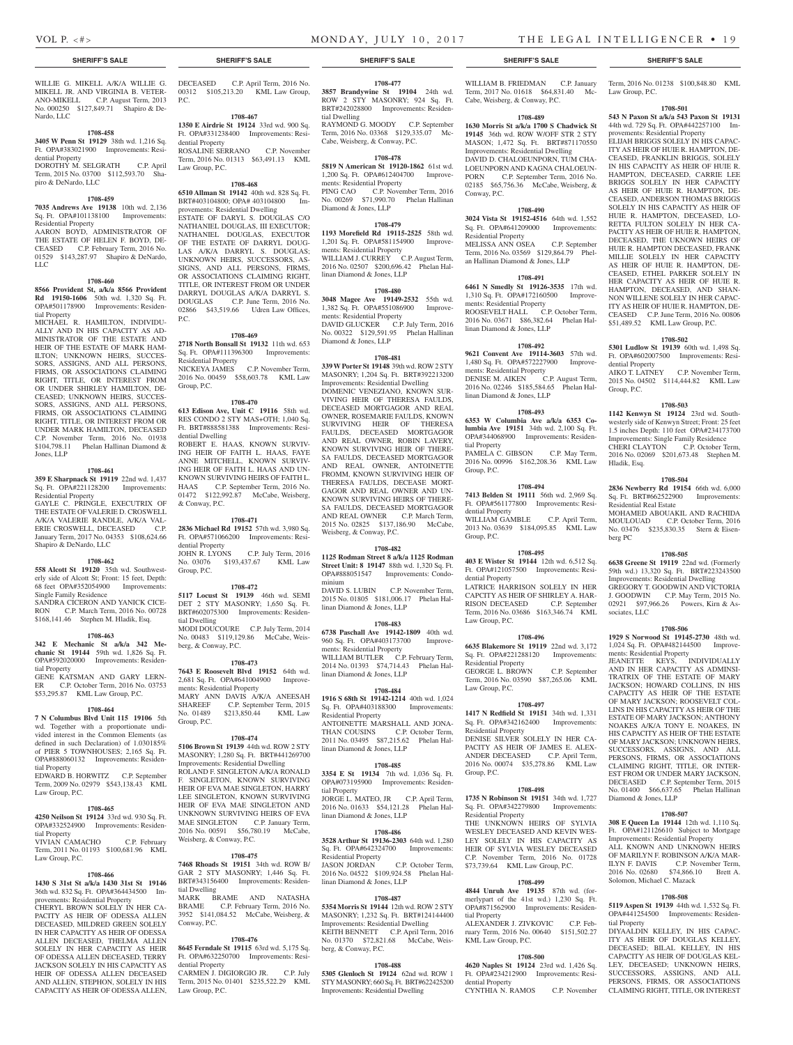## SHERIFF'S SALE

WILLIE G. MIKELL A/K/A WILLIE G. MIKELL JR. AND VIRGINIA B. VETERANO-MIKELL C.P. August Term, 2013 No. 000250 $127,849.71 Shapiro & DeNardo, LLC

**1708-458**

**3405 W Penn St 19129** 38th wd. 1,216 Sq. Ft. OPA#383021900 Improvements: Residential Property
DOROTHY M. SELGRATH C.P. April Term, 2015 No. 03700 $112,593.70 Shapiro & DeNardo, LLC

**1708-459**

**7035 Andrews Ave 19138** 10th wd. 2,136 Sq. Ft. OPA#101138100 Improvements: Residential Property
AARON BOYD, ADMINISTRATOR OF THE ESTATE OF HELEN F. BOYD, DECEASED C.P. February Term, 2016 No. 01529 $143,287.97 Shapiro & DeNardo, LLC

**1708-460**

**8566 Provident St, a/k/a 8566 Provident Rd 19150-1606** 50th wd. 1,320 Sq. Ft. OPA#501178900 Improvements: Residential Property
MICHAEL R. HAMILTON, INDIVIDUALLY AND IN HIS CAPACITY AS ADMINISTRATOR OF THE ESTATE AND HEIR OF THE ESTATE OF MARK HAMILTON; UNKNOWN HEIRS, SUCCESSORS, ASSIGNS, AND ALL PERSONS, FIRMS, OR ASSOCIATIONS CLAIMING RIGHT, TITLE, OR INTEREST FROM OR UNDER SHIRLEY HAMILTON, DECEASED; UNKNOWN HEIRS, SUCCESSORS, ASSIGNS, AND ALL PERSONS, FIRMS, OR ASSOCIATIONS CLAIMING RIGHT, TITLE, OR INTEREST FROM OR UNDER MARK HAMILTON, DECEASED C.P. November Term, 2016 No. 01938 $104,798.11 Phelan Hallinan Diamond & Jones, LLP

**1708-461**

**359 E Sharpnack St 19119** 22nd wd. 1,437 Sq. Ft. OPA#221128200 Improvements: Residential Property
GAYLE C. PRINGLE, EXECUTRIX OF THE ESTATE OF VALERIE D. CROSWELL A/K/A VALERIE RANDLE, A/K/A VALERIE CROSWELL, DECEASED C.P. January Term, 2017 No. 04353 $108,624.66 Shapiro & DeNardo, LLC

**1708-462**

**558 Alcott St 19120** 35th wd. Southwesterly side of Alcott St; Front: 15 feet, Depth: 68 feet OPA#352054900 Improvements: Single Family Residence
SANDRA CICERON AND YANICK CICERON C.P. March Term, 2016 No. 00728 $168,141.46 Stephen M. Hladik, Esq.

**1708-463**

**342 E Mechanic St a/k/a 342 Mechanic St 19144** 59th wd. 1,826 Sq. Ft. OPA#592020000 Improvements: Residential Property
GENE KATSMAN AND GARY LERNER C.P. October Term, 2016 No. 03753 $53,295.87 KML Law Group, P.C.

**1708-464**

**7 N Columbus Blvd Unit 115 19106** 5th wd. Together with a proportionate undivided interest in the Common Elements (as defined in such Declaration) of 1.030185% of PIER 5 TOWNHOUSES; 2,165 Sq. Ft. OPA#888060132 Improvements: Residential Property
EDWARD B. HORWITZ C.P. September Term, 2009 No. 02979 $543,138.43 KML Law Group, P.C.

**1708-465**

**4250 Neilson St 19124** 33rd wd. 930 Sq. Ft. OPA#332524900 Improvements: Residential Property
VIVIAN CAMACHO C.P. February Term, 2011 No. 01193 $100,681.96 KML Law Group, P.C.

**1708-466**

**1430 S 31st St a/k/a 1430 31st St 19146** 36th wd. 832 Sq. Ft. OPA#364434500 Improvements: Residential Property
CHERYL BROWN SOLELY IN HER CAPACITY AS HEIR OF ODESSA ALLEN DECEASED, MILDRED GREEN SOLELY IN HER CAPACITY AS HEIR OF ODESSA ALLEN DECEASED, THELMA ALLEN SOLELY IN HER CAPACITY AS HEIR OF ODESSA ALLEN DECEASED, TERRY JACKSON SOLELY IN HIS CAPACITY AS HEIR OF ODESSA ALLEN DECEASED AND ALLEN, STEPHON, SOLELY IN HIS CAPACITY AS HEIR OF ODESSA ALLEN, DECEASED C.P. April Term, 2016 No. 00312 $105,213.20 KML Law Group, P.C.

**1708-467**

**1350 E Airdrie St 19124** 33rd wd. 900 Sq. Ft. OPA#331238400 Improvements: Residential Property
ROSALINE SERRANO C.P. November Term, 2016 No. 01313 $63,491.13 KML Law Group, P.C.

**1708-468**

**6510 Allman St 19142** 40th wd. 828 Sq. Ft. BRT#403104800; OPA# 403104800 Improvements: Residential Dwelling
ESTATE OF DARYL S. DOUGLAS C/O NATHANIEL DOUGLAS, III EXECUTOR; NATHANIEL DOUGLAS, EXECUTOR OF THE ESTATE OF DARRYL DOUGLAS A/K/A DARRYL S. DOUGLAS; UNKNOWN HEIRS, SUCCESSORS, ASSIGNS, AND ALL PERSONS, FIRMS, OR ASSOCIATIONS CLAIMING RIGHT, TITLE, OR INTEREST FROM OR UNDER DARRYL DOUGLAS A/K/A DARRYL S. DOUGLAS C.P. June Term, 2016 No. 02866 $43,519.66 Udren Law Offices, P.C.

**1708-469**

**2718 North Bonsall St 19132** 11th wd. 653 Sq. Ft. OPA#111396300 Improvements: Residential Property
NICKEYA JAMES C.P. November Term, 2016 No. 00459 $58,603.78 KML Law Group, P.C.

**1708-470**

**613 Edison Ave, Unit C 19116** 58th wd. RES CONDO 2 STY MAS+OTH; 1,040 Sq. Ft. BRT#888581388 Improvements: Residential Dwelling
ROBERT E. HAAS, KNOWN SURVIVING HEIR OF FAITH L. HAAS, FAYE ANNE MITCHELL, KNOWN SURVIVING HEIR OF FAITH L. HAAS AND UNKNOWN SURVIVING HEIRS OF FAITH L. HAAS C.P. September Term, 2016 No. 01472 $122,992.87 McCabe, Weisberg, & Conway, P.C.

**1708-471**

**2836 Michael Rd 19152** 57th wd. 3,980 Sq. Ft. OPA#571066200 Improvements: Residential Property
JOHN R. LYONS C.P. July Term, 2016 No. 03076 $193,437.67 KML Law Group, P.C.

**1708-472**

**5117 Locust St 19139** 46th wd. SEMI DET 2 STY MASONRY; 1,650 Sq. Ft. BRT#602075300 Improvements: Residential Dwelling
MODI DOUCOURE C.P. July Term, 2014 No. 00483 $119,129.86 McCabe, Weisberg, & Conway, P.C.

**1708-473**

**7643 E Roosevelt Blvd 19152** 64th wd. 2,681 Sq. Ft. OPA#641004900 Improvements: Residential Property
MARY ANN DAVIS A/K/A ANEESAH SHAREEF C.P. September Term, 2015 No. 01489 $213,850.44 KML Law Group, P.C.

**1708-474**

**5106 Brown St 19139** 44th wd. ROW 2 STY MASONRY; 1,280 Sq. Ft. BRT#441269700 Improvements: Residential Dwelling
ROLAND F. SINGLETON A/K/A RONALD F. SINGLETON, KNOWN SURVIVING HEIR OF EVA MAE SINGLETON, HARRY LEE SINGLETON, KNOWN SURVIVING HEIR OF EVA MAE SINGLETON AND UNKNOWN SURVIVING HEIRS OF EVA MAE SINGLETON C.P. January Term, 2016 No. 00591 $56,780.19 McCabe, Weisberg, & Conway, P.C.

**1708-475**

**7468 Rhoads St 19151** 34th wd. ROW B/GAR 2 STY MASONRY; 1,446 Sq. Ft. BRT#343156400 Improvements: Residential Dwelling
MARK BRAME AND NATASHA BRAME C.P. February Term, 2016 No. 3952 $141,084.52 McCabe, Weisberg, & Conway, P.C.

**1708-476**

**8645 Ferndale St 19115** 63rd wd. 5,175 Sq. Ft. OPA#632250700 Improvements: Residential Property
CARMEN J. DIGIORGIO JR. C.P. July Term, 2015 No. 01401 $235,522.29 KML Law Group, P.C.

**1708-477**

**3857 Brandywine St 19104** 24th wd. ROW 2 STY MASONRY; 924 Sq. Ft. BRT#242028800 Improvements: Residential Dwelling
RAYMOND G. MOODY C.P. September Term, 2016 No. 03368 $129,335.07 McCabe, Weisberg, & Conway, P.C.

**1708-478**

**5819 N American St 19120-1862** 61st wd. 1,200 Sq. Ft. OPA#612404700 Improvements: Residential Property
PING CAO C.P. November Term, 2016 No. 00269 $71,990.70 Phelan Hallinan Diamond & Jones, LLP

**1708-479**

**1193 Morefield Rd 19115-2525** 58th wd. 1,201 Sq. Ft. OPA#581154900 Improvements: Residential Property
WILLIAM J. CURREY C.P. August Term, 2016 No. 02507 $200,696.42 Phelan Hallinan Diamond & Jones, LLP

**1708-480**

**3048 Magee Ave 19149-2532** 55th wd. 1,382 Sq. Ft. OPA#551086900 Improvements: Residential Property
DAVID GLUCKER C.P. July Term, 2016 No. 00322 $129,591.95 Phelan Hallinan Diamond & Jones, LLP

**1708-481**

**339 W Porter St 19148** 39th wd. ROW 2 STY MASONRY; 1,204 Sq. Ft. BRT#392213200 Improvements: Residential Dwelling
DOMENIC VENEZIANO, KNOWN SURVIVING HEIR OF THERESA FAULDS, DECEASED MORTGAGOR AND REAL OWNER, ROSEMARIE FAULDS, KNOWN SURVIVING HEIR OF THERESA FAULDS, DECEASED MORTGAGOR AND REAL OWNER, ROBIN LAVERY, KNOWN SURVIVING HEIR OF THERESA FAULDS, DECEASED MORTGAGOR AND REAL OWNER, ANTOINETTE FROMM, KNOWN SURVIVING HEIR OF THERESA FAULDS, DECEASE MORTGAGOR AND REAL OWNER AND UNKNOWN SURVIVING HEIRS OF THERESA FAULDS, DECEASED MORTGAGOR AND REAL OWNER C.P. March Term, 2015 No. 02825 $137,186.90 McCabe, Weisberg, & Conway, P.C.

**1708-482**

**1125 Rodman Street 8 a/k/a 1125 Rodman Street Unit: 8 19147** 88th wd. 1,320 Sq. Ft. OPA#888051547 Improvements: Condominium
DAVID S. LUBIN C.P. November Term, 2015 No. 01805 $181,006.17 Phelan Hallinan Diamond & Jones, LLP

**1708-483**

**6738 Paschall Ave 19142-1809** 40th wd. 960 Sq. Ft. OPA#403173700 Improvements: Residential Property
WILLIAM BUTLER C.P. February Term, 2014 No. 01393 $74,714.43 Phelan Hallinan Diamond & Jones, LLP

**1708-484**

**1916 S 68th St 19142-1214** 40th wd. 1,024 Sq. Ft. OPA#403188300 Improvements: Residential Property
ANTOINETTE MARSHALL AND JONATHAN COUSINS C.P. October Term, 2011 No. 03495 $87,215.62 Phelan Hallinan Diamond & Jones, LLP

**1708-485**

**3354 E St 19134** 7th wd. 1,036 Sq. Ft. OPA#073195900 Improvements: Residential Property
JORGE L. MATEO, JR C.P. April Term, 2016 No. 01633 $54,121.28 Phelan Hallinan Diamond & Jones, LLP

**1708-486**

**3528 Arthur St 19136-2303** 64th wd. 1,280 Sq. Ft. OPA#642324700 Improvements: Residential Property
JASON JORDAN C.P. October Term, 2016 No. 04522 $109,924.58 Phelan Hallinan Diamond & Jones, LLP

**1708-487**

**5354 Morris St 19144** 12th wd. ROW 2 STY MASONRY; 1,232 Sq. Ft. BRT#124144400 Improvements: Residential Dwelling
KEITH BENNETT C.P. April Term, 2016 No. 01370 $72,821.68 McCabe, Weisberg, & Conway, P.C.

**1708-488**

**5305 Glenloch St 19124** 62nd wd. ROW 1 STY MASONRY; 660 Sq. Ft. BRT#622425200 Improvements: Residential Dwelling
WILLIAM B. FRIEDMAN C.P. January Term, 2017 No. 01618 $64,831.40 McCabe, Weisberg, & Conway, P.C.

**1708-489**

**1630 Morris St a/k/a 1700 S Chadwick St 19145** 36th wd. ROW W/OFF STR 2 STY MASON; 1,472 Sq. Ft. BRT#871170550 Improvements: Residential Dwelling
DAVID D. CHALOEUNPORN, TUM CHALOEUNPORN AND KAGNA CHALOEUNPORN C.P. September Term, 2016 No. 02185 $65,756.36 McCabe, Weisberg, & Conway, P.C.

**1708-490**

**3024 Vista St 19152-4516** 64th wd. 1,552 Sq. Ft. OPA#641209000 Improvements: Residential Property
MELISSA ANN OSEA C.P. September Term, 2016 No. 03569 $129,864.79 Phelan Hallinan Diamond & Jones, LLP

**1708-491**

**6461 N Smedly St 19126-3535** 17th wd. 1,310 Sq. Ft. OPA#172160500 Improvements: Residential Property
ROOSEVELT HALL C.P. October Term, 2016 No. 03671 $86,382.64 Phelan Hallinan Diamond & Jones, LLP

**1708-492**

**9621 Convent Ave 19114-3603** 57th wd. 1,480 Sq. Ft. OPA#572227900 Improvements: Residential Property
DENISE M. AIKEN C.P. August Term, 2016 No. 02246 $185,584.65 Phelan Hallinan Diamond & Jones, LLP

**1708-493**

**6353 W Columbia Ave a/k/a 6353 Columbia Ave 19151** 34th wd. 2,100 Sq. Ft. OPA#344068900 Improvements: Residential Property
PAMELA C. GIBSON C.P. May Term, 2016 No. 00996 $162,208.36 KML Law Group, P.C.

**1708-494**

**7413 Belden St 19111** 56th wd. 2,969 Sq. Ft. OPA#561177800 Improvements: Residential Property
WILLIAM GAMBLE C.P. April Term, 2013 No. 03639 $184,095.85 KML Law Group, P.C.

**1708-495**

**403 E Wister St 19144** 12th wd. 6,512 Sq. Ft. OPA#121057500 Improvements: Residential Property
LATRICE HARRISON SOLELY IN HER CAPCITY AS HEIR OF SHIRLEY A. HARRISON DECEASED C.P. September Term, 2016 No. 03686 $163,346.74 KML Law Group, P.C.

**1708-496**

**6635 Blakemore St 19119** 22nd wd. 3,172 Sq. Ft. OPA#221288120 Improvements: Residential Property
GEORGE L. BROWN C.P. September Term, 2016 No. 03590 $87,265.06 KML Law Group, P.C.

**1708-497**

**1417 N Redfield St 19151** 34th wd. 1,331 Sq. Ft. OPA#342162400 Improvements: Residential Property
DENISE SILVER SOLELY IN HER CAPACITY AS HEIR OF JAMES E. ALEXANDER DECEASED C.P. April Term, 2016 No. 00074 $35,278.86 KML Law Group, P.C.

**1708-498**

**1735 N Robinson St 19151** 34th wd. 1,727 Sq. Ft. OPA#342279800 Improvements: Residential Property
THE UNKNOWN HEIRS OF SYLVIA WESLEY DECEASED AND KEVIN WESLEY SOLELY IN HIS CAPACITY AS HEIR OF SYLVIA WESLEY DECEASED C.P. November Term, 2016 No. 01728 $73,739.64 KML Law Group, P.C.

**1708-499**

**4844 Unruh Ave 19135** 87th wd. (formerlypart of the 41st wd.) 1,230 Sq. Ft. OPA#871562900 Improvements: Residential Property
ALEXANDER J. ZIVKOVIC C.P. February Term, 2016 No. 00640 $151,502.27 KML Law Group, P.C.

**1708-500**

**4620 Naples St 19124** 23rd wd. 1,426 Sq. Ft. OPA#234212900 Improvements: Residential Property
CYNTHIA N. RAMOS C.P. November Term, 2016 No. 01238 $100,848.80 KML Law Group, P.C.

**1708-501**

**543 N Paxon St a/k/a 543 Paxon St 19131** 44th wd. 729 Sq. Ft. OPA#442257100 Improvements: Residential Property
ELIJAH BRIGGS SOLELY IN HIS CAPACITY AS HEIR OF HUIE R. HAMPTON, DECEASED, FRANKLIN BRIGGS, SOLELY IN HIS CAPACITY AS HEIR OF HUIE R. HAMPTON, DECEASED, CARRIE LEE BRIGGS SOLELY IN HER CAPACITY AS HEIR OF HUIE R. HAMPTON, DECEASED, ANDERSON THOMAS BRIGGS SOLELY IN HIS CAPACITY AS HEIR OF HUIE R. HAMPTON, DECEASED, LORETTA FULTON SOLELY IN HER CAPACITY AS HEIR OF HUIE R. HAMPTON, DECEASED, THE UKNOWN HEIRS OF HUIE R. HAMPTON DECEASED, FRANK MILLIE SOLELY IN HER CAPACITY AS HEIR OF HUIE R. HAMPTON, DECEASED, ETHEL PARKER SOLELY IN HER CAPACITY AS HEIR OF HUIE R. HAMPTON, DECEASED, AND SHANNON WILLENE SOLELY IN HER CAPACITY AS HEIR OF HUIE R. HAMPTON, DECEASED C.P. June Term, 2016 No. 00806 $51,489.52 KML Law Group, P.C.

**1708-502**

**5301 Ludlow St 19139** 60th wd. 1,498 Sq. Ft. OPA#602007500 Improvements: Residential Property
AIKO T. LATNEY C.P. November Term, 2015 No. 04502 $114,444.82 KML Law Group, P.C.

**1708-503**

**1142 Kenwyn St 19124** 23rd wd. Southwesterly side of Kenwyn Street; Front: 25 feet 1.5 inches Depth: 110 feet OPA#234173700 Improvements: Single Family Residence
CHERI CLAYTON C.P. October Term, 2016 No. 02069 $201,673.48 Stephen M. Hladik, Esq.

**1708-504**

**2836 Newberry Rd 19154** 66th wd. 6,000 Sq. Ft. BRT#662522900 Improvements: Residential Real Estate
MOHAMED ABOUAKIL AND RACHIDA MOULOUAD C.P. October Term, 2016 No. 03476 $235,830.35 Stern & Eisenberg PC

**1708-505**

**6638 Greene St 19119** 22nd wd. (Formerly 59th wd.) 13,320 Sq. Ft. BRT#223243500 Improvements: Residential Dwelling
GREGORY T. GOODWIN AND VICTORIA J. GOODWIN C.P. May Term, 2015 No. 02921 $97,966.26 Powers, Kirn & Associates, LLC

**1708-506**

**1929 S Norwood St 19145-2730** 48th wd. 1,024 Sq. Ft. OPA#482144500 Improvements: Residential Property
JEANETTE KEYS, INDIVIDUALLY AND IN HER CAPACITY AS ADMINSITRATRIX OF THE ESTATE OF MARY JACKSON; HOWARD COLLINS, IN HIS CAPACITY AS HEIR OF THE ESTATE OF MARY JACKSON; ROOSEVELT COLLINS IN HIS CAPACITY AS HEIR OF THE ESTATE OF MARY JACKSON; ANTHONY NOAKES A/K/A TONY E. NOAKES, IN HIS CAPACITY AS HEIR OF THE ESTATE OF MARY JACKSON; UNKNOWN HEIRS, SUCCESSORS, ASSIGNS, AND ALL PERSONS, FIRMS, OR ASSOCIATIONS CLAIMING RIGHT, TITLE, OR INTEREST FROM OR UNDER MARY JACKSON, DECEASED C.P. September Term, 2015 No. 01400 $66,637.65 Phelan Hallinan Diamond & Jones, LLP

**1708-507**

**308 E Queen Ln 19144** 12th wd. 1,110 Sq. Ft. OPA#121126610 Subject to Mortgage Improvements: Residential Property
ALL KNOWN AND UNKNOWN HEIRS OF MARILYN F. ROBINSON A/K/A MARILYN F. DAVIS C.P. November Term, 2016 No. 02680 $74,866.10 Brett A. Solomon, Michael C. Mazack

**1708-508**

**5119 Aspen St 19139** 44th wd. 1,532 Sq. Ft. OPA#441254500 Improvements: Residential Property
DIYAALDIN KELLEY, IN HIS CAPACITY AS HEIR OF DOUGLAS KELLEY, DECEASED; BILAL KELLEY, IN HIS CAPACITY AS HEIR OF DOUGLAS KELLEY, DECEASED; UNKNOWN HEIRS, SUCCESSORS, ASSIGNS, AND ALL PERSONS, FIRMS, OR ASSOCIATIONS CLAIMING RIGHT, TITLE, OR INTEREST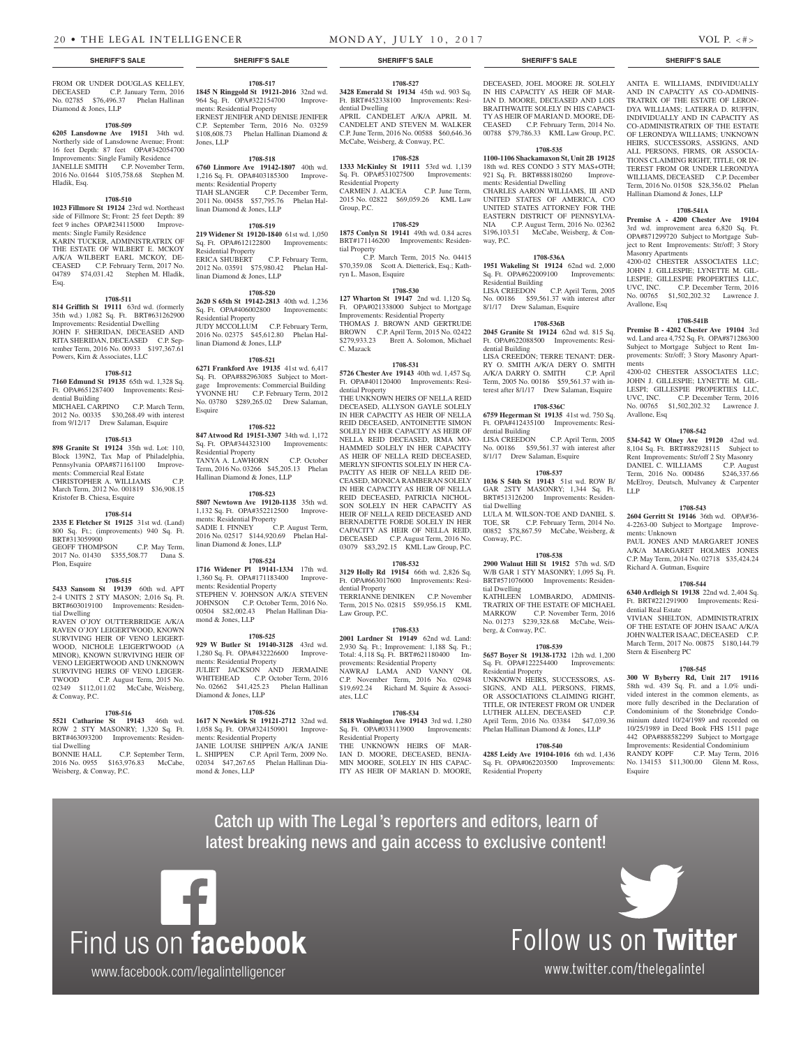## SHERIFF'S SALE

FROM OR UNDER DOUGLAS KELLEY, DECEASED C.P. January Term, 2016 No. 02785 $76,496.37 Phelan Hallinan Diamond & Jones, LLP

**1708-509**

**6205 Lansdowne Ave 19151** 34th wd. Northerly side of Lansdowne Avenue; Front: 16 feet Depth: 87 feet OPA#342054700 Improvements: Single Family Residence

JANELLE SMITH C.P. November Term, 2016 No. 01644 $105,758.68 Stephen M. Hladik, Esq.

**1708-510**

**1023 Fillmore St 19124** 23rd wd. Northeast side of Fillmore St; Front: 25 feet Depth: 89 feet 9 inches OPA#234115000 Improvements: Single Family Residence

KARIN TUCKER, ADMINISTRATRIX OF THE ESTATE OF WILBERT E. MCKOY A/K/A WILBERT EARL MCKOY, DECEASED C.P. February Term, 2017 No. 04789 $74,031.42 Stephen M. Hladik, Esq.

**1708-511**

**814 Griffith St 19111** 63rd wd. (formerly 35th wd.) 1,082 Sq. Ft. BRT#631262900 Improvements: Residential Dwelling

JOHN F. SHERIDAN, DECEASED AND RITA SHERIDAN, DECEASED C.P. September Term, 2016 No. 00933 $197,367.61 Powers, Kirn & Associates, LLC

**1708-512**

**7160 Edmund St 19135** 65th wd. 1,328 Sq. Ft. OPA#651287400 Improvements: Residential Building

MICHAEL CARPINO C.P. March Term, 2012 No. 00335 $30,268.49 with interest from 9/12/17 Drew Salaman, Esquire

**1708-513**

**898 Granite St 19124** 35th wd. Lot: 110, Block 139N2, Tax Map of Philadelphia, Pennsylvania OPA#871161100 Improvements: Commercial Real Estate

CHRISTOPHER A. WILLIAMS C.P. March Term, 2012 No. 001819 $36,908.15 Kristofer B. Chiesa, Esquire

**1708-514**

**2335 E Fletcher St 19125** 31st wd. (Land) 800 Sq. Ft.; (improvements) 940 Sq. Ft. BRT#313059900

GEOFF THOMPSON C.P. May Term, 2017 No. 01430 $355,508.77 Dana S. Plon, Esquire

**1708-515**

**5433 Sansom St 19139** 60th wd. APT 2-4 UNITS 2 STY MASON; 2,016 Sq. Ft. BRT#603019100 Improvements: Residential Dwelling

RAVEN O'JOY OUTTERBRIDGE A/K/A RAVEN O'JOY LEIGERTWOOD, KNOWN SURVIVING HEIR OF VENO LEIGERTWOOD, NICHOLE LEIGERTWOOD (A MINOR), KNOWN SURVIVING HEIR OF VENO LEIGERTWOOD AND UNKNOWN SURVIVING HEIRS OF VENO LEIGERTWOOD C.P. August Term, 2015 No. 02349 $112,011.02 McCabe, Weisberg, & Conway, P.C.

**1708-516**

**5521 Catharine St 19143** 46th wd. ROW 2 STY MASONRY; 1,320 Sq. Ft. BRT#463093200 Improvements: Residential Dwelling

BONNIE HALL C.P. September Term, 2016 No. 0955 $163,976.83 McCabe, Weisberg, & Conway, P.C.

**1708-517**

**1845 N Ringgold St 19121-2016** 32nd wd. 964 Sq. Ft. OPA#322154700 Improvements: Residential Property

ERNEST JENIFER AND DENISE JENIFER C.P. September Term, 2016 No. 03259 $108,608.73 Phelan Hallinan Diamond & Jones, LLP

**1708-518**

**6760 Linmore Ave 19142-1807** 40th wd. 1,216 Sq. Ft. OPA#403185300 Improvements: Residential Property

TIAH SLANGER C.P. December Term, 2011 No. 00458 $57,795.76 Phelan Hallinan Diamond & Jones, LLP

**1708-519**

**219 Widener St 19120-1840** 61st wd. 1,050 Sq. Ft. OPA#612122800 Improvements: Residential Property

ERICA SHUBERT C.P. February Term, 2012 No. 03591 $75,980.42 Phelan Hallinan Diamond & Jones, LLP

**1708-520**

**2620 S 65th St 19142-2813** 40th wd. 1,236 Sq. Ft. OPA#406002800 Improvements: Residential Property

JUDY MCCOLLUM C.P. February Term, 2016 No. 02375 $45,612.80 Phelan Hallinan Diamond & Jones, LLP

**1708-521**

**6271 Frankford Ave 19135** 41st wd. 6,417 Sq. Ft. OPA#882963085 Subject to Mortgage Improvements: Commercial Building

YVONNE HU C.P. February Term, 2012 No. 03780 $289,265.02 Drew Salaman, Esquire

**1708-522**

**847 Atwood Rd 19151-3307** 34th wd. 1,172 Sq. Ft. OPA#344323100 Improvements: Residential Property

TANYA A. LAWHORN C.P. October Term, 2016 No. 03266 $45,205.13 Phelan Hallinan Diamond & Jones, LLP

**1708-523**

**5807 Newtown Ave 19120-1135** 35th wd. 1,132 Sq. Ft. OPA#352212500 Improvements: Residential Property

SADIE I. FINNEY C.P. August Term, 2016 No. 02517 $144,920.69 Phelan Hallinan Diamond & Jones, LLP

**1708-524**

**1716 Widener Pl 19141-1334** 17th wd. 1,360 Sq. Ft. OPA#171183400 Improvements: Residential Property

STEPHEN V. JOHNSON A/K/A STEVEN JOHNSON C.P. October Term, 2016 No. 00504 $82,002.43 Phelan Hallinan Diamond & Jones, LLP

**1708-525**

**929 W Butler St 19140-3128** 43rd wd. 1,280 Sq. Ft. OPA#432226600 Improvements: Residential Property

JULIET JACKSON AND JERMAINE WHITEHEAD C.P. October Term, 2016 No. 02662 $41,425.23 Phelan Hallinan Diamond & Jones, LLP

**1708-526**

**1617 N Newkirk St 19121-2712** 32nd wd. 1,058 Sq. Ft. OPA#324150901 Improvements: Residential Property

JANIE LOUISE SHIPPEN A/K/A JANIE L. SHIPPEN C.P. April Term, 2009 No. 02034 $47,267.65 Phelan Hallinan Diamond & Jones, LLP

**1708-527**

**3428 Emerald St 19134** 45th wd. 903 Sq. Ft. BRT#452338100 Improvements: Residential Dwelling

APRIL CANDELET A/K/A APRIL M. CANDELET AND STEVEN M. WALKER C.P. June Term, 2016 No. 00588 $60,646.36 McCabe, Weisberg, & Conway, P.C.

**1708-528**

**1333 McKinley St 19111** 53rd wd. 1,139 Sq. Ft. OPA#531027500 Improvements: Residential Property

CARMEN J. ALICEA C.P. June Term, 2015 No. 02822 $69,059.26 KML Law Group, P.C.

**1708-529**

**1875 Conlyn St 19141** 49th wd. 0.84 acres BRT#171146200 Improvements: Residential Property

C.P. March Term, 2015 No. 04415 $70,359.08 Scott A. Dietterick, Esq.; Kathryn L. Mason, Esquire

**1708-530**

**127 Wharton St 19147** 2nd wd. 1,120 Sq. Ft. OPA#021338000 Subject to Mortgage Improvements: Residential Property

THOMAS J. BROWN AND GERTRUDE BROWN C.P. April Term, 2015 No. 02422 $279,933.23 Brett A. Solomon, Michael C. Mazack

**1708-531**

**5726 Chester Ave 19143** 40th wd. 1,457 Sq. Ft. OPA#401120400 Improvements: Residential Property

THE UNKNOWN HEIRS OF NELLA REID DECEASED, ALLYSON GAYLE SOLELY IN HER CAPACITY AS HEIR OF NELLA REID DECEASED, ANTOINETTE SIMON SOLELY IN HER CAPACITY AS HEIR OF NELLA REID DECEASED, IRMA MOHAMMED SOLELY IN HER CAPACITY AS HEIR OF NELLA REID DECEASED, MERLYN SIFONTIS SOLELY IN HER CAPACITY AS HEIR OF NELLA REID DECEASED, MONICA RAMBERAN SOLELY IN HER CAPACITY AS HEIR OF NELLA REID DECEASED, PATRICIA NICHOLSON SOLELY IN HER CAPACITY AS HEIR OF NELLA REID DECEASED AND BERNADETTE FORDE SOLELY IN HER CAPACITY AS HEIR OF NELLA REID, DECEASED C.P. August Term, 2016 No. 03079 $83,292.15 KML Law Group, P.C.

**1708-532**

**3129 Holly Rd 19154** 66th wd. 2,826 Sq. Ft. OPA#663017600 Improvements: Residential Property

TERRIANNE DENIKEN C.P. November Term, 2015 No. 02815 $59,956.15 KML Law Group, P.C.

**1708-533**

**2001 Lardner St 19149** 62nd wd. Land: 2,930 Sq. Ft.; Improvement: 1,188 Sq. Ft.; Total: 4,118 Sq. Ft. BRT#621180400 Improvements: Residential Property

NAWRAJ LAMA AND VANNY OL C.P. November Term, 2016 No. 02948 $19,692.24 Richard M. Squire & Associates, LLC

**1708-534**

**5818 Washington Ave 19143** 3rd wd. 1,280 Sq. Ft. OPA#033113900 Improvements: Residential Property

THE UNKNOWN HEIRS OF MARIAN D. MOORE, DECEASED, BENJAMIN MOORE, SOLELY IN HIS CAPACITY AS HEIR OF MARIAN D. MOORE, DECEASED, JOEL MOORE JR. SOLELY IN HIS CAPACITY AS HEIR OF MARIAN D. MOORE, DECEASED AND LOIS BRAITHWAITE SOLELY IN HIS CAPACITY AS HEIR OF MARIAN D. MOORE, DECEASED C.P. February Term, 2014 No. 00788 $79,786.33 KML Law Group, P.C.

**1708-535**

**1100-1106 Shackamaxon St, Unit 2B 19125** 18th wd. RES CONDO 3 STY MAS+OTH; 921 Sq. Ft. BRT#888180260 Improvements: Residential Dwelling

CHARLES AARON WILLIAMS, III AND UNITED STATES OF AMERICA, C/O UNITED STATES ATTORNEY FOR THE EASTERN DISTRICT OF PENNSYLVANIA C.P. August Term, 2016 No. 02362 $196,103.51 McCabe, Weisberg, & Conway, P.C.

**1708-536A**

**1951 Wakeling St 19124** 62nd wd. 2,000 Sq. Ft. OPA#622009100 Improvements: Residential Building

LISA CREEDON C.P. April Term, 2005 No. 00186 $59,561.37 with interest after 8/1/17 Drew Salaman, Esquire

**1708-536B**

**2045 Granite St 19124** 62nd wd. 815 Sq. Ft. OPA#622088500 Improvements: Residential Building

LISA CREEDON; TERRE TUANT: DERRY O. SMITH A/K/A DERY O. SMITH A/K/A DARRY O. SMITH C.P. April Term, 2005 No. 00186 $59,561.37 with interest after 8/1/17 Drew Salaman, Esquire

**1708-536C**

**6759 Hegerman St 19135** 41st wd. 750 Sq. Ft. OPA#412435100 Improvements: Residential Building

LISA CREEDON C.P. April Term, 2005 No. 00186 $59,561.37 with interest after 8/1/17 Drew Salaman, Esquire

**1708-537**

**1036 S 54th St 19143** 51st wd. ROW B/GAR 2STY MASONRY; 1,344 Sq. Ft. BRT#513126200 Improvements: Residential Dwelling

LULA M. WILSON-TOE AND DANIEL S. TOE, SR C.P. February Term, 2014 No. 00852 $78,867.59 McCabe, Weisberg, & Conway, P.C.

**1708-538**

**2900 Walnut Hill St 19152** 57th wd. S/D W/B GAR 1 STY MASONRY; 1,095 Sq. Ft. BRT#571076000 Improvements: Residential Dwelling

KATHLEEN LOMBARDO, ADMINISTRATRIX OF THE ESTATE OF MICHAEL MARKOW C.P. November Term, 2016 No. 01273 $239,328.68 McCabe, Weisberg, & Conway, P.C.

**1708-539**

**5657 Boyer St 19138-1732** 12th wd. 1,200 Sq. Ft. OPA#122254400 Improvements: Residential Property

UNKNOWN HEIRS, SUCCESSORS, ASSIGNS, AND ALL PERSONS, FIRMS, OR ASSOCIATIONS CLAIMING RIGHT, TITLE, OR INTEREST FROM OR UNDER LUTHER ALLEN, DECEASED C.P. April Term, 2016 No. 03384 $47,039.36 Phelan Hallinan Diamond & Jones, LLP

**1708-540**

**4285 Leidy Ave 19104-1016** 6th wd. 1,436 Sq. Ft. OPA#062203500 Improvements: Residential Property

ANITA E. WILLIAMS, INDIVIDUALLY AND IN CAPACITY AS CO-ADMINISTRATRIX OF THE ESTATE OF LERONDYA WILLIAMS; LATERRA D. RUFFIN, INDIVIDUALLY AND IN CAPACITY AS CO-ADMINISTRATRIX OF THE ESTATE OF LERONDYA WILLIAMS; UNKNOWN HEIRS, SUCCESSORS, ASSIGNS, AND ALL PERSONS, FIRMS, OR ASSOCIATIONS CLAIMING RIGHT, TITLE, OR INTEREST FROM OR UNDER LERONDYA WILLIAMS, DECEASED C.P. December Term, 2016 No. 01508 $28,356.02 Phelan Hallinan Diamond & Jones, LLP

**1708-541A**

**Premise A - 4200 Chester Ave 19104** 3rd wd. improvement area 6,820 Sq. Ft. OPA#871299720 Subject to Mortgage Subject to Rent Improvements: Str/off; 3 Story Masonry Apartments

4200-02 CHESTER ASSOCIATES LLC; JOHN J. GILLESPIE; LYNETTE M. GILLESPIE; GILLESPIE PROPERTIES LLC, UVC, INC. C.P. December Term, 2016 No. 00765 $1,502,202.32 Lawrence J. Avallone, Esq

**1708-541B**

**Premise B - 4202 Chester Ave 19104** 3rd wd. Land area 4,752 Sq. Ft. OPA#871286300 Subject to Mortgage Subject to Rent Improvements: Str/off; 3 Story Masonry Apartments

4200-02 CHESTER ASSOCIATES LLC; JOHN J. GILLESPIE; LYNETTE M. GILLESPI; GILLESPIE PROPERTIES LLC, UVC, INC. C.P. December Term, 2016 No. 00765 $1,502,202.32 Lawrence J. Avallone, Esq

**1708-542**

**534-542 W Olney Ave 19120** 42nd wd. 8,104 Sq. Ft. BRT#882928115 Subject to Rent Improvements: Str/off 2 Sty Masonry

DANIEL C. WILLIAMS C.P. August Term, 2016 No. 000486 $246,337.66 McElroy, Deutsch, Mulvaney & Carpenter LLP

**1708-543**

**2604 Gerritt St 19146** 36th wd. OPA#36-4-2263-00 Subject to Mortgage Improvements: Unknown

PAUL JONES AND MARGARET JONES A/K/A MARGARET HOLMES JONES C.P. May Term, 2014 No. 02718 $35,424.24 Richard A. Gutman, Esquire

**1708-544**

**6340 Ardleigh St 19138** 22nd wd. 2,404 Sq. Ft. BRT#221291900 Improvements: Residential Real Estate

VIVIAN SHELTON, ADMINISTRATRIX OF THE ESTATE OF JOHN ISAAC A/K/A JOHN WALTER ISAAC, DECEASED C.P. March Term, 2017 No. 00875 $180,144.79 Stern & Eisenberg PC

**1708-545**

**300 W Byberry Rd, Unit 217 19116** 58th wd. 439 Sq. Ft. and a 1.0% undivided interest in the common elements, as more fully described in the Declaration of Condominium of the Stonebridge Condominium dated 10/24/1989 and recorded on 10/25/1989 in Deed Book FHS 1511 page 442 OPA#888582299 Subject to Mortgage Improvements: Residential Condominium

RANDY KOPF C.P. May Term, 2016 No. 134153 $11,300.00 Glenn M. Ross, Esquire

Catch up with The Legal's reporters and editors, learn of latest breaking news and gain access to exclusive content!

Find us on **facebook**

www.facebook.com/legalintelligencer

Follow us on **Twitter**

www.twitter.com/thelegalintel